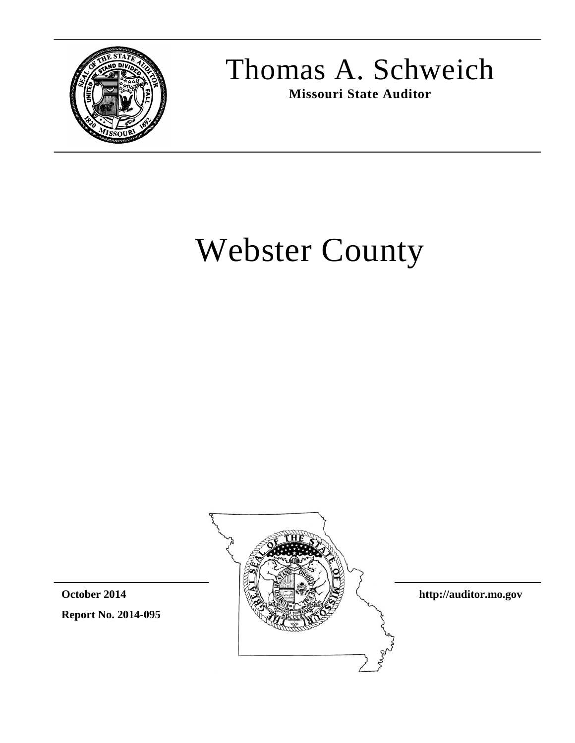# Thomas A. Schweich

**Missouri State Auditor**

# Webster County

**October 2014**

**Report No. 2014-095**

**http://auditor.mo.gov**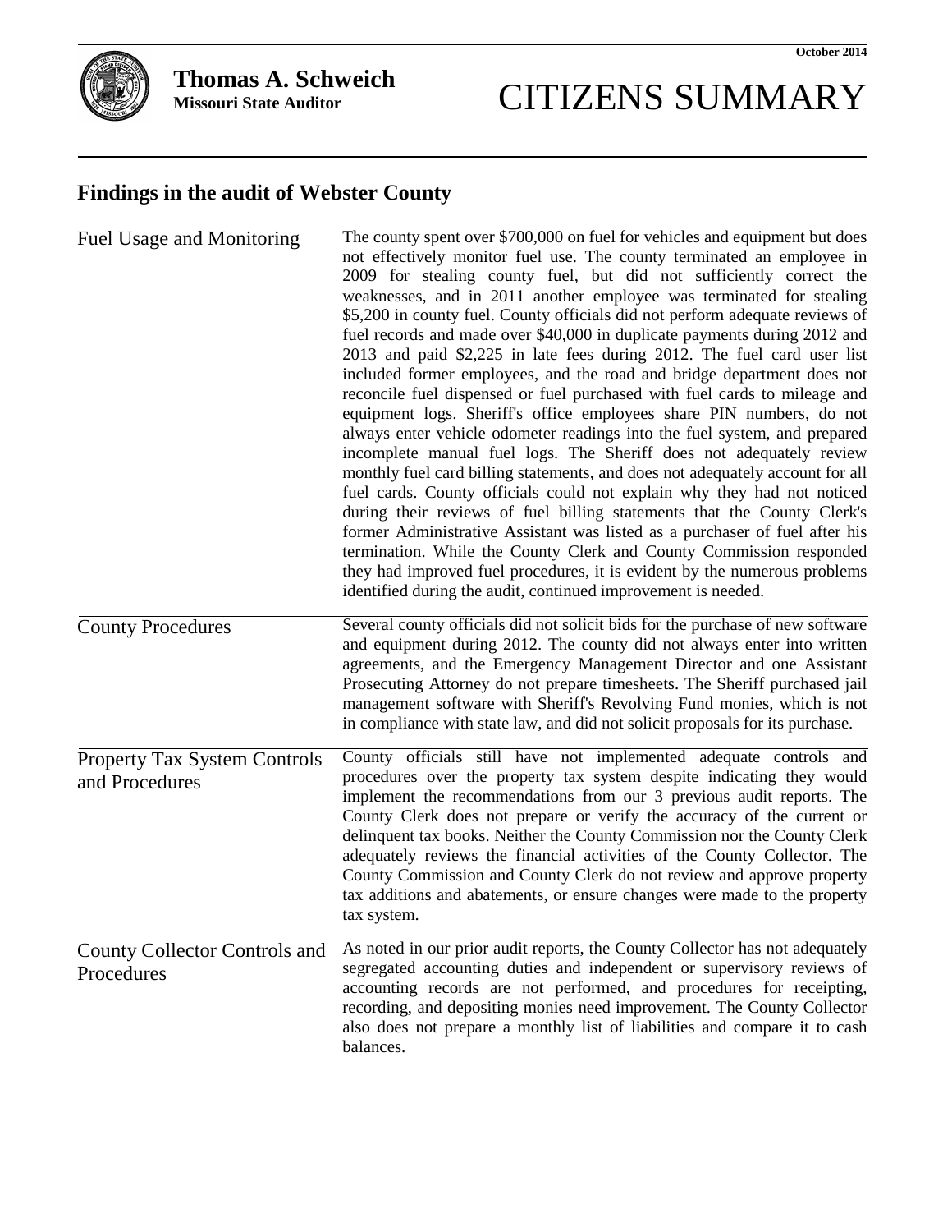October 2014

**Thomas A. Schweich**
**Missouri State Auditor**

# CITIZENS SUMMARY

## Findings in the audit of Webster County

| | |
|---|---|
| Fuel Usage and Monitoring | The county spent over $700,000 on fuel for vehicles and equipment but does not effectively monitor fuel use. The county terminated an employee in 2009 for stealing county fuel, but did not sufficiently correct the weaknesses, and in 2011 another employee was terminated for stealing $5,200 in county fuel. County officials did not perform adequate reviews of fuel records and made over $40,000 in duplicate payments during 2012 and 2013 and paid $2,225 in late fees during 2012. The fuel card user list included former employees, and the road and bridge department does not reconcile fuel dispensed or fuel purchased with fuel cards to mileage and equipment logs. Sheriff's office employees share PIN numbers, do not always enter vehicle odometer readings into the fuel system, and prepared incomplete manual fuel logs. The Sheriff does not adequately review monthly fuel card billing statements, and does not adequately account for all fuel cards. County officials could not explain why they had not noticed during their reviews of fuel billing statements that the County Clerk's former Administrative Assistant was listed as a purchaser of fuel after his termination. While the County Clerk and County Commission responded they had improved fuel procedures, it is evident by the numerous problems identified during the audit, continued improvement is needed. |
| County Procedures | Several county officials did not solicit bids for the purchase of new software and equipment during 2012. The county did not always enter into written agreements, and the Emergency Management Director and one Assistant Prosecuting Attorney do not prepare timesheets. The Sheriff purchased jail management software with Sheriff's Revolving Fund monies, which is not in compliance with state law, and did not solicit proposals for its purchase. |
| Property Tax System Controls and Procedures | County officials still have not implemented adequate controls and procedures over the property tax system despite indicating they would implement the recommendations from our 3 previous audit reports. The County Clerk does not prepare or verify the accuracy of the current or delinquent tax books. Neither the County Commission nor the County Clerk adequately reviews the financial activities of the County Collector. The County Commission and County Clerk do not review and approve property tax additions and abatements, or ensure changes were made to the property tax system. |
| County Collector Controls and Procedures | As noted in our prior audit reports, the County Collector has not adequately segregated accounting duties and independent or supervisory reviews of accounting records are not performed, and procedures for receipting, recording, and depositing monies need improvement. The County Collector also does not prepare a monthly list of liabilities and compare it to cash balances. |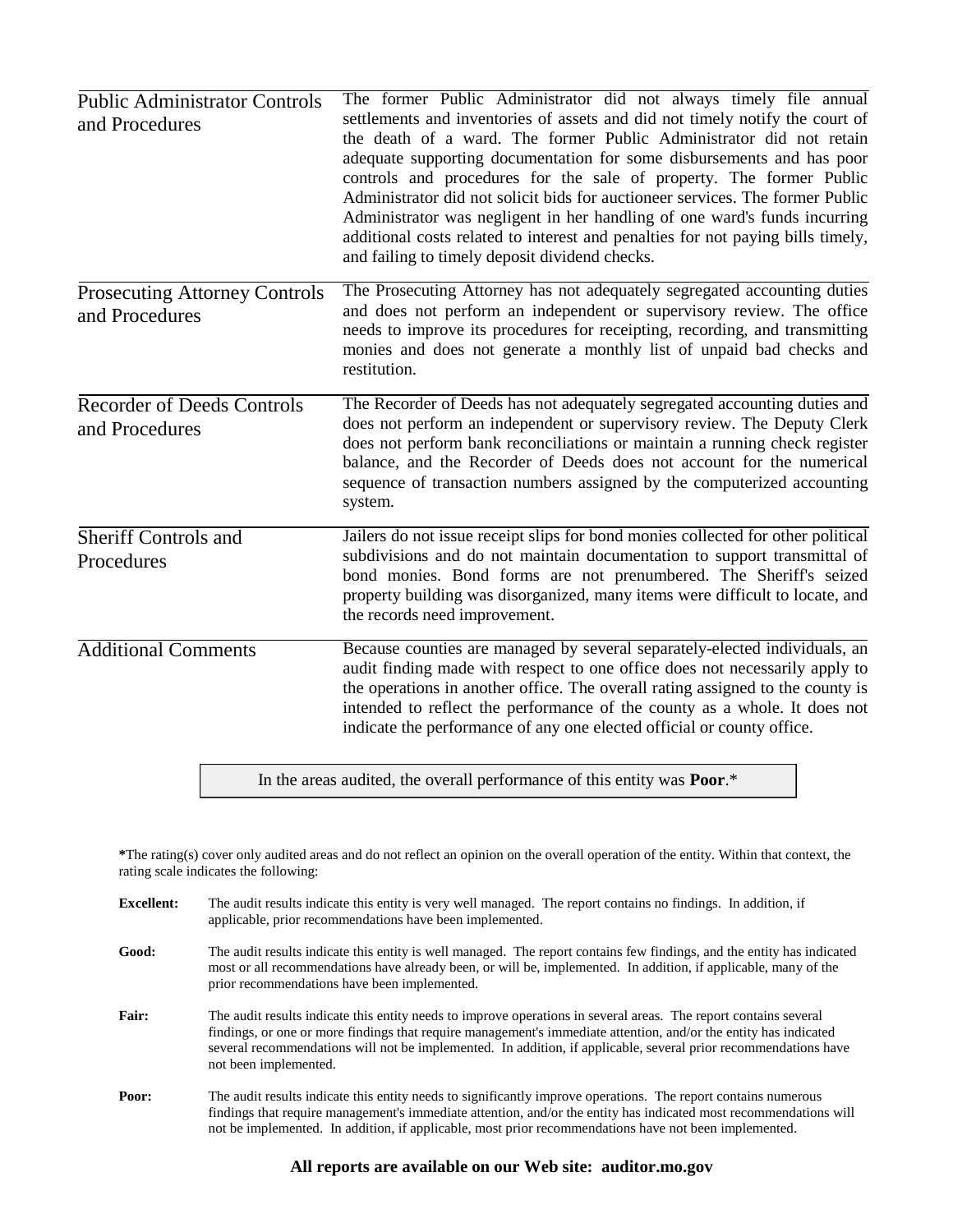| | |
|---|---|
| Public Administrator Controls and Procedures | The former Public Administrator did not always timely file annual settlements and inventories of assets and did not timely notify the court of the death of a ward. The former Public Administrator did not retain adequate supporting documentation for some disbursements and has poor controls and procedures for the sale of property. The former Public Administrator did not solicit bids for auctioneer services. The former Public Administrator was negligent in her handling of one ward's funds incurring additional costs related to interest and penalties for not paying bills timely, and failing to timely deposit dividend checks. |
| Prosecuting Attorney Controls and Procedures | The Prosecuting Attorney has not adequately segregated accounting duties and does not perform an independent or supervisory review. The office needs to improve its procedures for receipting, recording, and transmitting monies and does not generate a monthly list of unpaid bad checks and restitution. |
| Recorder of Deeds Controls and Procedures | The Recorder of Deeds has not adequately segregated accounting duties and does not perform an independent or supervisory review. The Deputy Clerk does not perform bank reconciliations or maintain a running check register balance, and the Recorder of Deeds does not account for the numerical sequence of transaction numbers assigned by the computerized accounting system. |
| Sheriff Controls and Procedures | Jailers do not issue receipt slips for bond monies collected for other political subdivisions and do not maintain documentation to support transmittal of bond monies. Bond forms are not prenumbered. The Sheriff's seized property building was disorganized, many items were difficult to locate, and the records need improvement. |
| Additional Comments | Because counties are managed by several separately-elected individuals, an audit finding made with respect to one office does not necessarily apply to the operations in another office. The overall rating assigned to the county is intended to reflect the performance of the county as a whole. It does not indicate the performance of any one elected official or county office. |

In the areas audited, the overall performance of this entity was **Poor**.*

**\***The rating(s) cover only audited areas and do not reflect an opinion on the overall operation of the entity. Within that context, the rating scale indicates the following:

**Excellent:** The audit results indicate this entity is very well managed. The report contains no findings. In addition, if applicable, prior recommendations have been implemented.

**Good:** The audit results indicate this entity is well managed. The report contains few findings, and the entity has indicated most or all recommendations have already been, or will be, implemented. In addition, if applicable, many of the prior recommendations have been implemented.

**Fair:** The audit results indicate this entity needs to improve operations in several areas. The report contains several findings, or one or more findings that require management's immediate attention, and/or the entity has indicated several recommendations will not be implemented. In addition, if applicable, several prior recommendations have not been implemented.

**Poor:** The audit results indicate this entity needs to significantly improve operations. The report contains numerous findings that require management's immediate attention, and/or the entity has indicated most recommendations will not be implemented. In addition, if applicable, most prior recommendations have not been implemented.

**All reports are available on our Web site: auditor.mo.gov**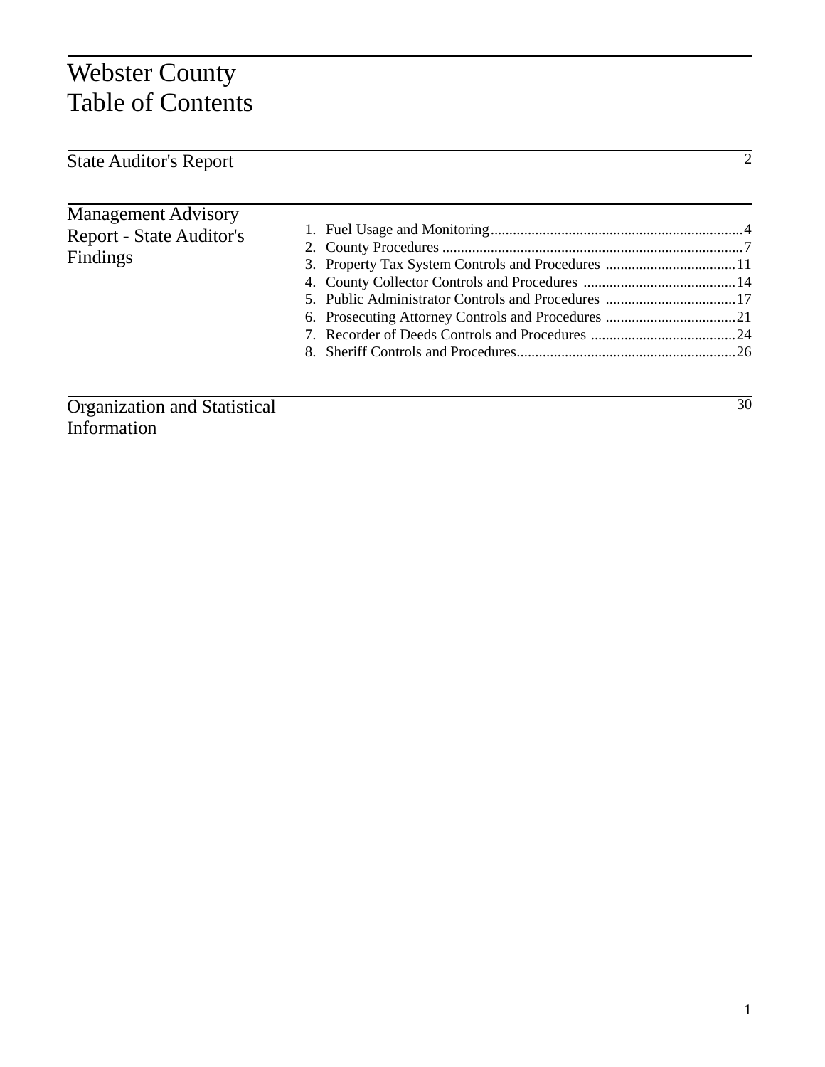# Webster County
# Table of Contents

| | |
|---|---|
| State Auditor's Report | 2 |

**Management Advisory Report - State Auditor's Findings**

1. Fuel Usage and Monitoring....................................................................4
2. County Procedures .................................................................................7
3. Property Tax System Controls and Procedures ...................................11
4. County Collector Controls and Procedures .........................................14
5. Public Administrator Controls and Procedures ...................................17
6. Prosecuting Attorney Controls and Procedures ...................................21
7. Recorder of Deeds Controls and Procedures .......................................24
8. Sheriff Controls and Procedures...........................................................26

| | |
|---|---|
| Organization and Statistical Information | 30 |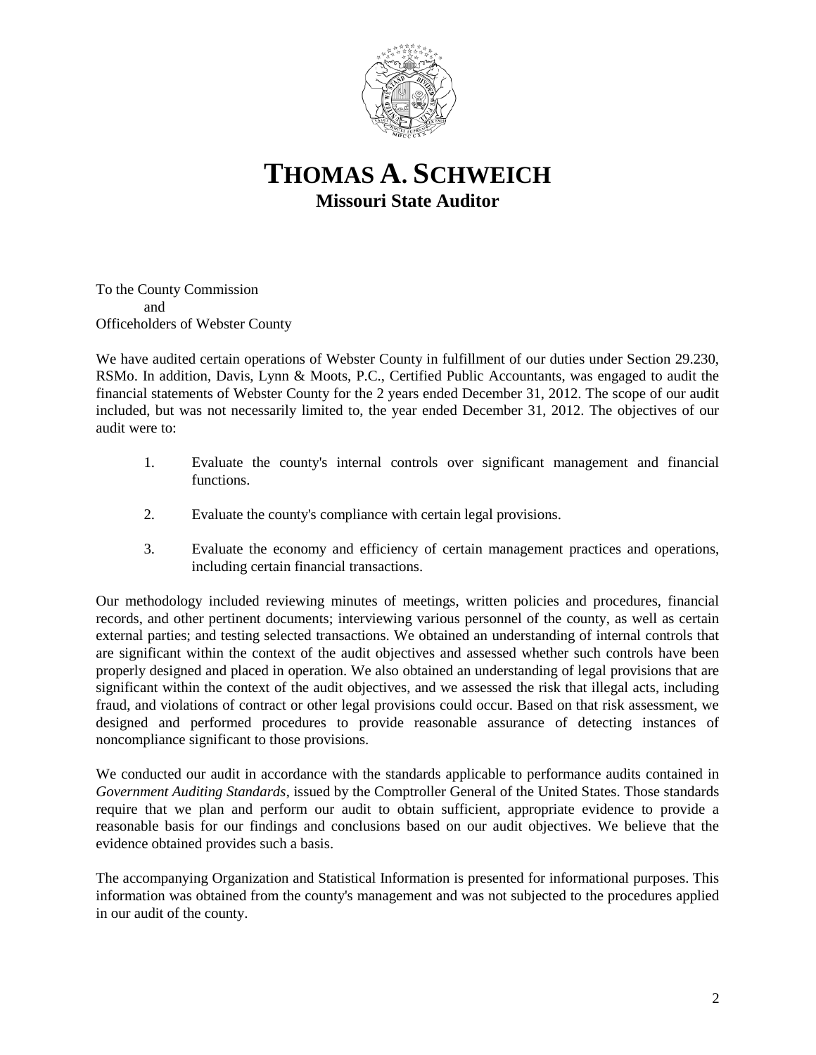# THOMAS A. SCHWEICH

## Missouri State Auditor

To the County Commission
and
Officeholders of Webster County

We have audited certain operations of Webster County in fulfillment of our duties under Section 29.230, RSMo. In addition, Davis, Lynn & Moots, P.C., Certified Public Accountants, was engaged to audit the financial statements of Webster County for the 2 years ended December 31, 2012. The scope of our audit included, but was not necessarily limited to, the year ended December 31, 2012. The objectives of our audit were to:

1. Evaluate the county's internal controls over significant management and financial functions.

2. Evaluate the county's compliance with certain legal provisions.

3. Evaluate the economy and efficiency of certain management practices and operations, including certain financial transactions.

Our methodology included reviewing minutes of meetings, written policies and procedures, financial records, and other pertinent documents; interviewing various personnel of the county, as well as certain external parties; and testing selected transactions. We obtained an understanding of internal controls that are significant within the context of the audit objectives and assessed whether such controls have been properly designed and placed in operation. We also obtained an understanding of legal provisions that are significant within the context of the audit objectives, and we assessed the risk that illegal acts, including fraud, and violations of contract or other legal provisions could occur. Based on that risk assessment, we designed and performed procedures to provide reasonable assurance of detecting instances of noncompliance significant to those provisions.

We conducted our audit in accordance with the standards applicable to performance audits contained in *Government Auditing Standards*, issued by the Comptroller General of the United States. Those standards require that we plan and perform our audit to obtain sufficient, appropriate evidence to provide a reasonable basis for our findings and conclusions based on our audit objectives. We believe that the evidence obtained provides such a basis.

The accompanying Organization and Statistical Information is presented for informational purposes. This information was obtained from the county's management and was not subjected to the procedures applied in our audit of the county.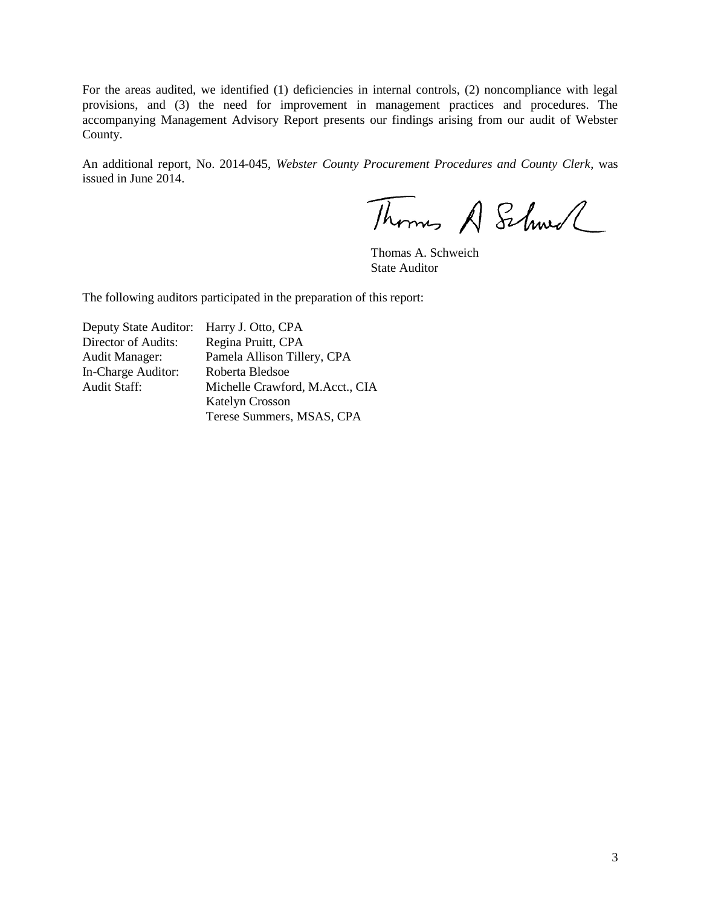For the areas audited, we identified (1) deficiencies in internal controls, (2) noncompliance with legal provisions, and (3) the need for improvement in management practices and procedures. The accompanying Management Advisory Report presents our findings arising from our audit of Webster County.

An additional report, No. 2014-045, *Webster County Procurement Procedures and County Clerk*, was issued in June 2014.

Thomas A. Schweich
State Auditor

The following auditors participated in the preparation of this report:

| | |
|---|---|
| Deputy State Auditor: | Harry J. Otto, CPA |
| Director of Audits: | Regina Pruitt, CPA |
| Audit Manager: | Pamela Allison Tillery, CPA |
| In-Charge Auditor: | Roberta Bledsoe |
| Audit Staff: | Michelle Crawford, M.Acct., CIA |
| | Katelyn Crosson |
| | Terese Summers, MSAS, CPA |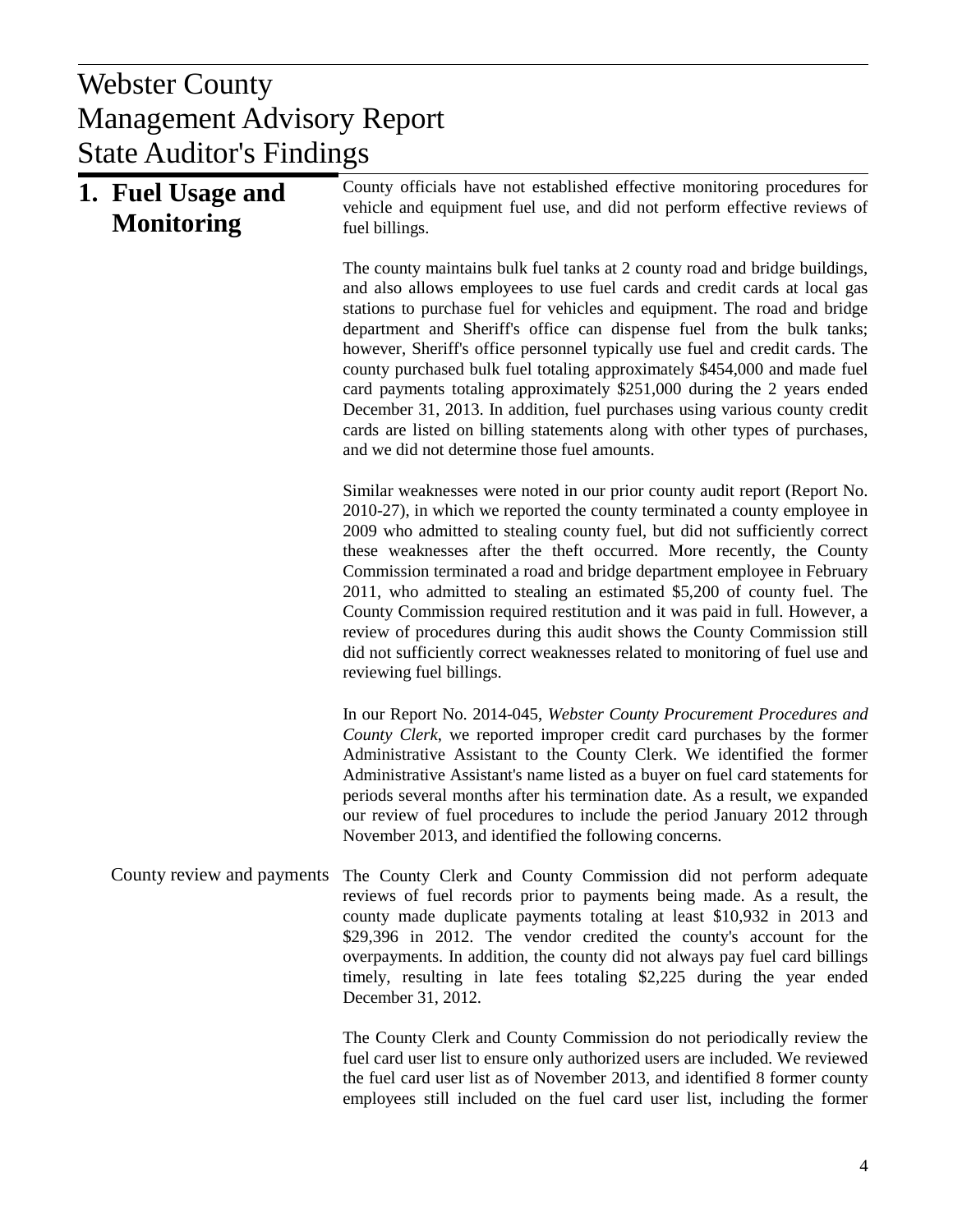# Webster County
# Management Advisory Report
# State Auditor's Findings

## 1. Fuel Usage and Monitoring

County officials have not established effective monitoring procedures for vehicle and equipment fuel use, and did not perform effective reviews of fuel billings.

The county maintains bulk fuel tanks at 2 county road and bridge buildings, and also allows employees to use fuel cards and credit cards at local gas stations to purchase fuel for vehicles and equipment. The road and bridge department and Sheriff's office can dispense fuel from the bulk tanks; however, Sheriff's office personnel typically use fuel and credit cards. The county purchased bulk fuel totaling approximately $454,000 and made fuel card payments totaling approximately $251,000 during the 2 years ended December 31, 2013. In addition, fuel purchases using various county credit cards are listed on billing statements along with other types of purchases, and we did not determine those fuel amounts.

Similar weaknesses were noted in our prior county audit report (Report No. 2010-27), in which we reported the county terminated a county employee in 2009 who admitted to stealing county fuel, but did not sufficiently correct these weaknesses after the theft occurred. More recently, the County Commission terminated a road and bridge department employee in February 2011, who admitted to stealing an estimated $5,200 of county fuel. The County Commission required restitution and it was paid in full. However, a review of procedures during this audit shows the County Commission still did not sufficiently correct weaknesses related to monitoring of fuel use and reviewing fuel billings.

In our Report No. 2014-045, *Webster County Procurement Procedures and County Clerk*, we reported improper credit card purchases by the former Administrative Assistant to the County Clerk. We identified the former Administrative Assistant's name listed as a buyer on fuel card statements for periods several months after his termination date. As a result, we expanded our review of fuel procedures to include the period January 2012 through November 2013, and identified the following concerns.

### County review and payments

The County Clerk and County Commission did not perform adequate reviews of fuel records prior to payments being made. As a result, the county made duplicate payments totaling at least $10,932 in 2013 and $29,396 in 2012. The vendor credited the county's account for the overpayments. In addition, the county did not always pay fuel card billings timely, resulting in late fees totaling $2,225 during the year ended December 31, 2012.

The County Clerk and County Commission do not periodically review the fuel card user list to ensure only authorized users are included. We reviewed the fuel card user list as of November 2013, and identified 8 former county employees still included on the fuel card user list, including the former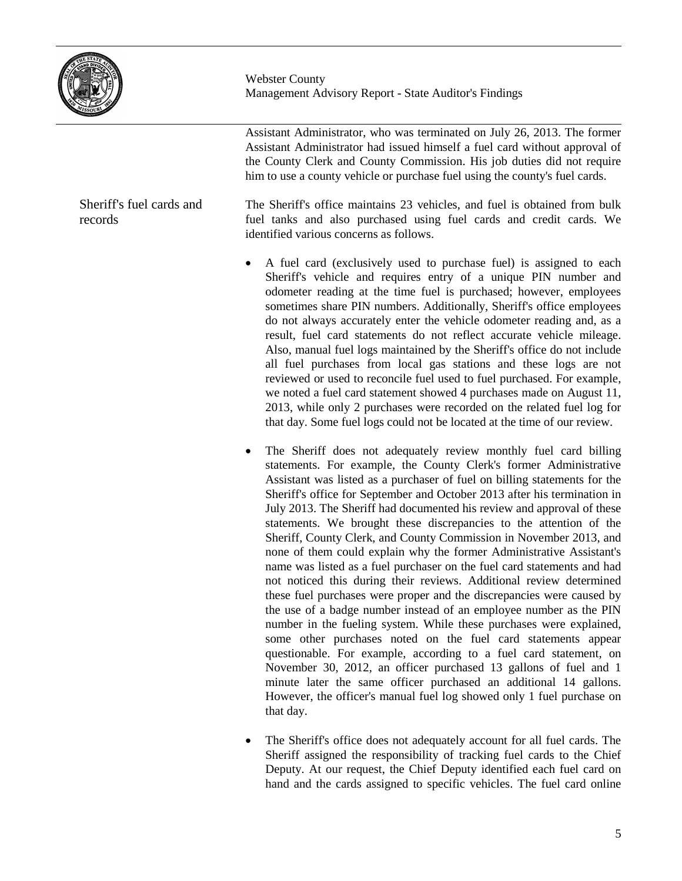Assistant Administrator, who was terminated on July 26, 2013. The former Assistant Administrator had issued himself a fuel card without approval of the County Clerk and County Commission. His job duties did not require him to use a county vehicle or purchase fuel using the county's fuel cards.

### Sheriff's fuel cards and records

The Sheriff's office maintains 23 vehicles, and fuel is obtained from bulk fuel tanks and also purchased using fuel cards and credit cards. We identified various concerns as follows.

- A fuel card (exclusively used to purchase fuel) is assigned to each Sheriff's vehicle and requires entry of a unique PIN number and odometer reading at the time fuel is purchased; however, employees sometimes share PIN numbers. Additionally, Sheriff's office employees do not always accurately enter the vehicle odometer reading and, as a result, fuel card statements do not reflect accurate vehicle mileage. Also, manual fuel logs maintained by the Sheriff's office do not include all fuel purchases from local gas stations and these logs are not reviewed or used to reconcile fuel used to fuel purchased. For example, we noted a fuel card statement showed 4 purchases made on August 11, 2013, while only 2 purchases were recorded on the related fuel log for that day. Some fuel logs could not be located at the time of our review.

- The Sheriff does not adequately review monthly fuel card billing statements. For example, the County Clerk's former Administrative Assistant was listed as a purchaser of fuel on billing statements for the Sheriff's office for September and October 2013 after his termination in July 2013. The Sheriff had documented his review and approval of these statements. We brought these discrepancies to the attention of the Sheriff, County Clerk, and County Commission in November 2013, and none of them could explain why the former Administrative Assistant's name was listed as a fuel purchaser on the fuel card statements and had not noticed this during their reviews. Additional review determined these fuel purchases were proper and the discrepancies were caused by the use of a badge number instead of an employee number as the PIN number in the fueling system. While these purchases were explained, some other purchases noted on the fuel card statements appear questionable. For example, according to a fuel card statement, on November 30, 2012, an officer purchased 13 gallons of fuel and 1 minute later the same officer purchased an additional 14 gallons. However, the officer's manual fuel log showed only 1 fuel purchase on that day.

- The Sheriff's office does not adequately account for all fuel cards. The Sheriff assigned the responsibility of tracking fuel cards to the Chief Deputy. At our request, the Chief Deputy identified each fuel card on hand and the cards assigned to specific vehicles. The fuel card online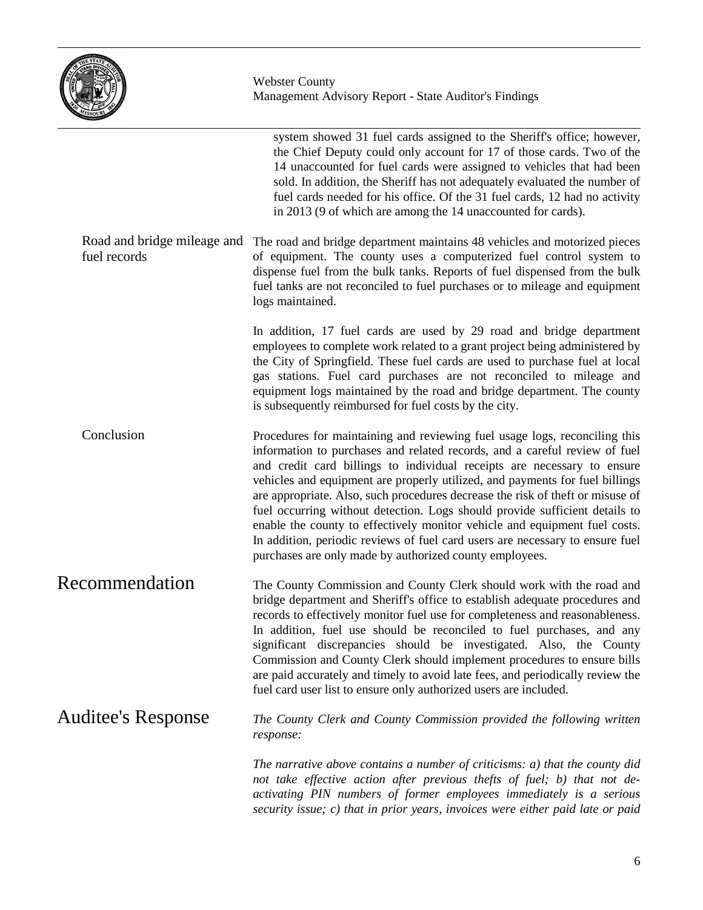system showed 31 fuel cards assigned to the Sheriff's office; however, the Chief Deputy could only account for 17 of those cards. Two of the 14 unaccounted for fuel cards were assigned to vehicles that had been sold. In addition, the Sheriff has not adequately evaluated the number of fuel cards needed for his office. Of the 31 fuel cards, 12 had no activity in 2013 (9 of which are among the 14 unaccounted for cards).

Road and bridge mileage and fuel records

The road and bridge department maintains 48 vehicles and motorized pieces of equipment. The county uses a computerized fuel control system to dispense fuel from the bulk tanks. Reports of fuel dispensed from the bulk fuel tanks are not reconciled to fuel purchases or to mileage and equipment logs maintained.

In addition, 17 fuel cards are used by 29 road and bridge department employees to complete work related to a grant project being administered by the City of Springfield. These fuel cards are used to purchase fuel at local gas stations. Fuel card purchases are not reconciled to mileage and equipment logs maintained by the road and bridge department. The county is subsequently reimbursed for fuel costs by the city.

Conclusion

Procedures for maintaining and reviewing fuel usage logs, reconciling this information to purchases and related records, and a careful review of fuel and credit card billings to individual receipts are necessary to ensure vehicles and equipment are properly utilized, and payments for fuel billings are appropriate. Also, such procedures decrease the risk of theft or misuse of fuel occurring without detection. Logs should provide sufficient details to enable the county to effectively monitor vehicle and equipment fuel costs. In addition, periodic reviews of fuel card users are necessary to ensure fuel purchases are only made by authorized county employees.

## Recommendation

The County Commission and County Clerk should work with the road and bridge department and Sheriff's office to establish adequate procedures and records to effectively monitor fuel use for completeness and reasonableness. In addition, fuel use should be reconciled to fuel purchases, and any significant discrepancies should be investigated. Also, the County Commission and County Clerk should implement procedures to ensure bills are paid accurately and timely to avoid late fees, and periodically review the fuel card user list to ensure only authorized users are included.

## Auditee's Response

*The County Clerk and County Commission provided the following written response:*

*The narrative above contains a number of criticisms: a) that the county did not take effective action after previous thefts of fuel; b) that not de-activating PIN numbers of former employees immediately is a serious security issue; c) that in prior years, invoices were either paid late or paid*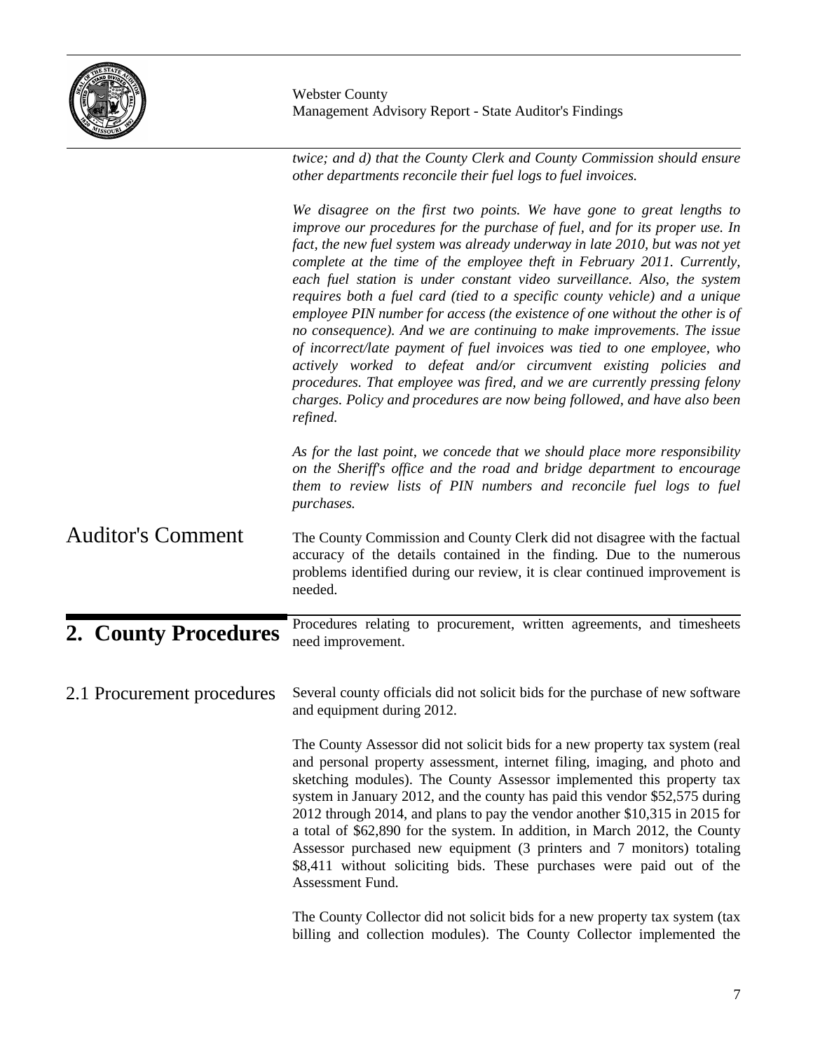*twice; and d) that the County Clerk and County Commission should ensure other departments reconcile their fuel logs to fuel invoices.*

*We disagree on the first two points. We have gone to great lengths to improve our procedures for the purchase of fuel, and for its proper use. In fact, the new fuel system was already underway in late 2010, but was not yet complete at the time of the employee theft in February 2011. Currently, each fuel station is under constant video surveillance. Also, the system requires both a fuel card (tied to a specific county vehicle) and a unique employee PIN number for access (the existence of one without the other is of no consequence). And we are continuing to make improvements. The issue of incorrect/late payment of fuel invoices was tied to one employee, who actively worked to defeat and/or circumvent existing policies and procedures. That employee was fired, and we are currently pressing felony charges. Policy and procedures are now being followed, and have also been refined.*

*As for the last point, we concede that we should place more responsibility on the Sheriff's office and the road and bridge department to encourage them to review lists of PIN numbers and reconcile fuel logs to fuel purchases.*

## Auditor's Comment

The County Commission and County Clerk did not disagree with the factual accuracy of the details contained in the finding. Due to the numerous problems identified during our review, it is clear continued improvement is needed.

# 2. County Procedures

Procedures relating to procurement, written agreements, and timesheets need improvement.

## 2.1 Procurement procedures

Several county officials did not solicit bids for the purchase of new software and equipment during 2012.

The County Assessor did not solicit bids for a new property tax system (real and personal property assessment, internet filing, imaging, and photo and sketching modules). The County Assessor implemented this property tax system in January 2012, and the county has paid this vendor $52,575 during 2012 through 2014, and plans to pay the vendor another $10,315 in 2015 for a total of $62,890 for the system. In addition, in March 2012, the County Assessor purchased new equipment (3 printers and 7 monitors) totaling $8,411 without soliciting bids. These purchases were paid out of the Assessment Fund.

The County Collector did not solicit bids for a new property tax system (tax billing and collection modules). The County Collector implemented the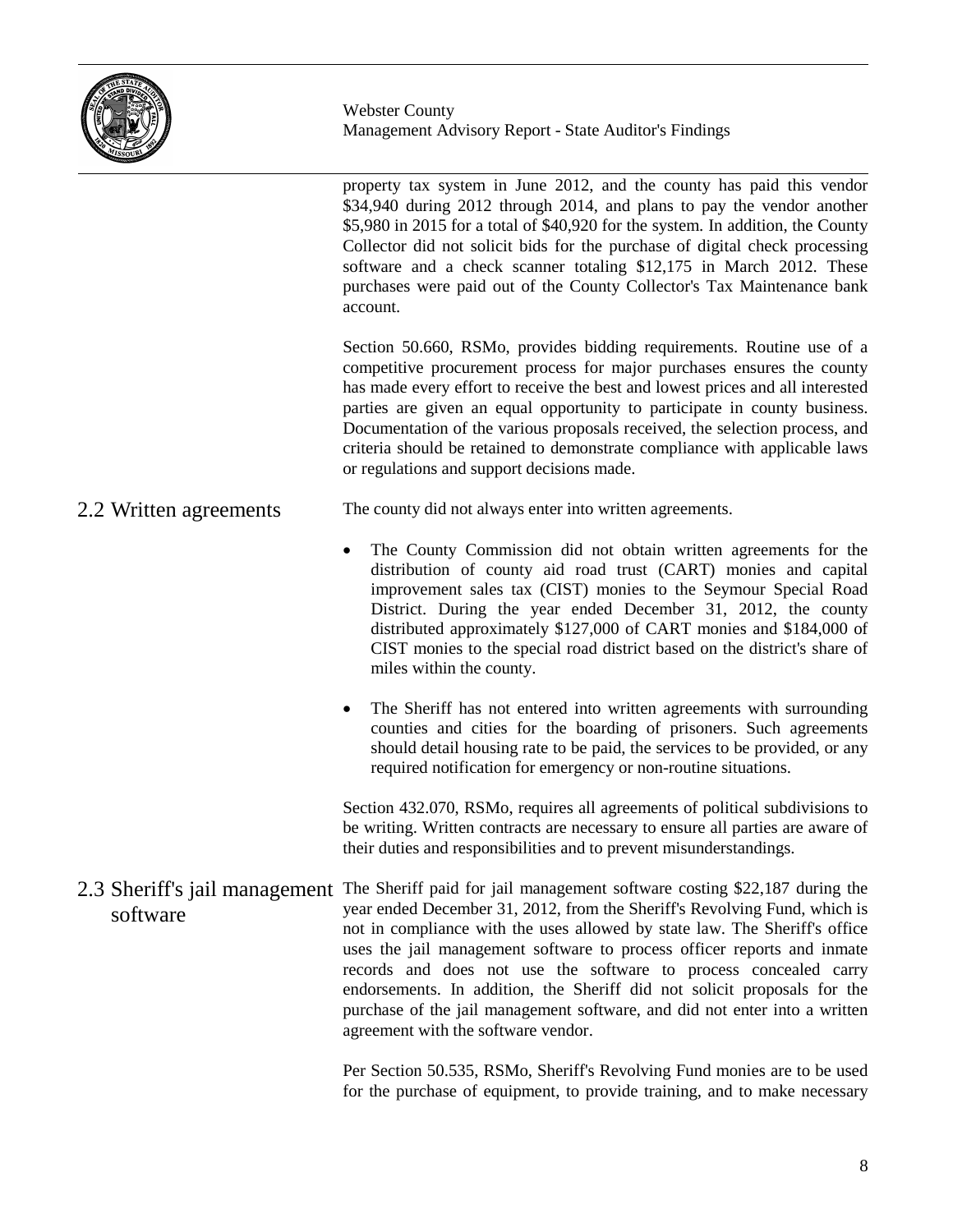property tax system in June 2012, and the county has paid this vendor $34,940 during 2012 through 2014, and plans to pay the vendor another $5,980 in 2015 for a total of $40,920 for the system. In addition, the County Collector did not solicit bids for the purchase of digital check processing software and a check scanner totaling $12,175 in March 2012. These purchases were paid out of the County Collector's Tax Maintenance bank account.

Section 50.660, RSMo, provides bidding requirements. Routine use of a competitive procurement process for major purchases ensures the county has made every effort to receive the best and lowest prices and all interested parties are given an equal opportunity to participate in county business. Documentation of the various proposals received, the selection process, and criteria should be retained to demonstrate compliance with applicable laws or regulations and support decisions made.

## 2.2 Written agreements

The county did not always enter into written agreements.

- The County Commission did not obtain written agreements for the distribution of county aid road trust (CART) monies and capital improvement sales tax (CIST) monies to the Seymour Special Road District. During the year ended December 31, 2012, the county distributed approximately $127,000 of CART monies and $184,000 of CIST monies to the special road district based on the district's share of miles within the county.
- The Sheriff has not entered into written agreements with surrounding counties and cities for the boarding of prisoners. Such agreements should detail housing rate to be paid, the services to be provided, or any required notification for emergency or non-routine situations.

Section 432.070, RSMo, requires all agreements of political subdivisions to be writing. Written contracts are necessary to ensure all parties are aware of their duties and responsibilities and to prevent misunderstandings.

## 2.3 Sheriff's jail management software

The Sheriff paid for jail management software costing $22,187 during the year ended December 31, 2012, from the Sheriff's Revolving Fund, which is not in compliance with the uses allowed by state law. The Sheriff's office uses the jail management software to process officer reports and inmate records and does not use the software to process concealed carry endorsements. In addition, the Sheriff did not solicit proposals for the purchase of the jail management software, and did not enter into a written agreement with the software vendor.

Per Section 50.535, RSMo, Sheriff's Revolving Fund monies are to be used for the purchase of equipment, to provide training, and to make necessary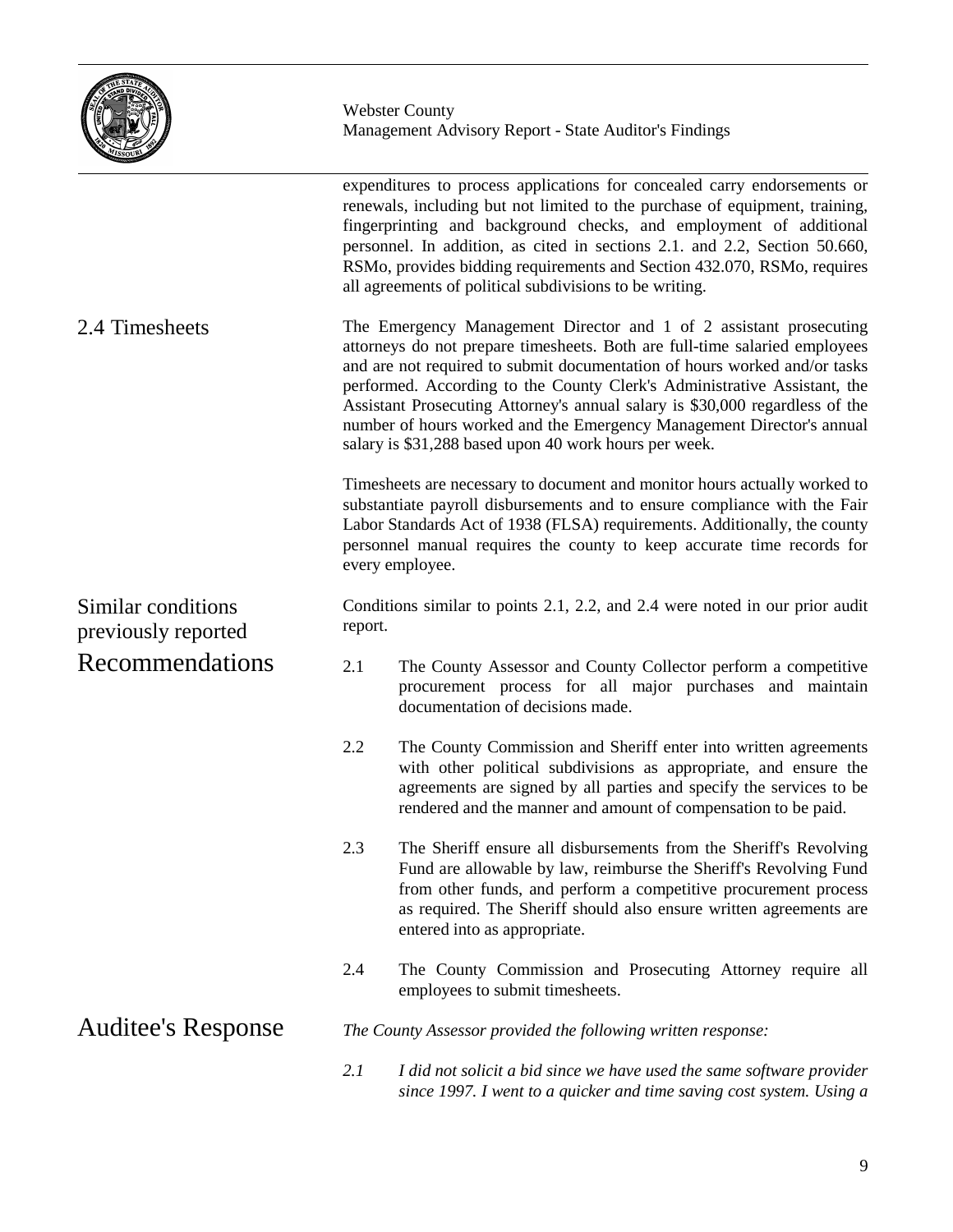expenditures to process applications for concealed carry endorsements or renewals, including but not limited to the purchase of equipment, training, fingerprinting and background checks, and employment of additional personnel. In addition, as cited in sections 2.1. and 2.2, Section 50.660, RSMo, provides bidding requirements and Section 432.070, RSMo, requires all agreements of political subdivisions to be writing.

## 2.4 Timesheets

The Emergency Management Director and 1 of 2 assistant prosecuting attorneys do not prepare timesheets. Both are full-time salaried employees and are not required to submit documentation of hours worked and/or tasks performed. According to the County Clerk's Administrative Assistant, the Assistant Prosecuting Attorney's annual salary is $30,000 regardless of the number of hours worked and the Emergency Management Director's annual salary is $31,288 based upon 40 work hours per week.

Timesheets are necessary to document and monitor hours actually worked to substantiate payroll disbursements and to ensure compliance with the Fair Labor Standards Act of 1938 (FLSA) requirements. Additionally, the county personnel manual requires the county to keep accurate time records for every employee.

### Similar conditions previously reported

Conditions similar to points 2.1, 2.2, and 2.4 were noted in our prior audit report.

## Recommendations

2.1 The County Assessor and County Collector perform a competitive procurement process for all major purchases and maintain documentation of decisions made.

2.2 The County Commission and Sheriff enter into written agreements with other political subdivisions as appropriate, and ensure the agreements are signed by all parties and specify the services to be rendered and the manner and amount of compensation to be paid.

2.3 The Sheriff ensure all disbursements from the Sheriff's Revolving Fund are allowable by law, reimburse the Sheriff's Revolving Fund from other funds, and perform a competitive procurement process as required. The Sheriff should also ensure written agreements are entered into as appropriate.

2.4 The County Commission and Prosecuting Attorney require all employees to submit timesheets.

## Auditee's Response

*The County Assessor provided the following written response:*

*2.1 I did not solicit a bid since we have used the same software provider since 1997. I went to a quicker and time saving cost system. Using a*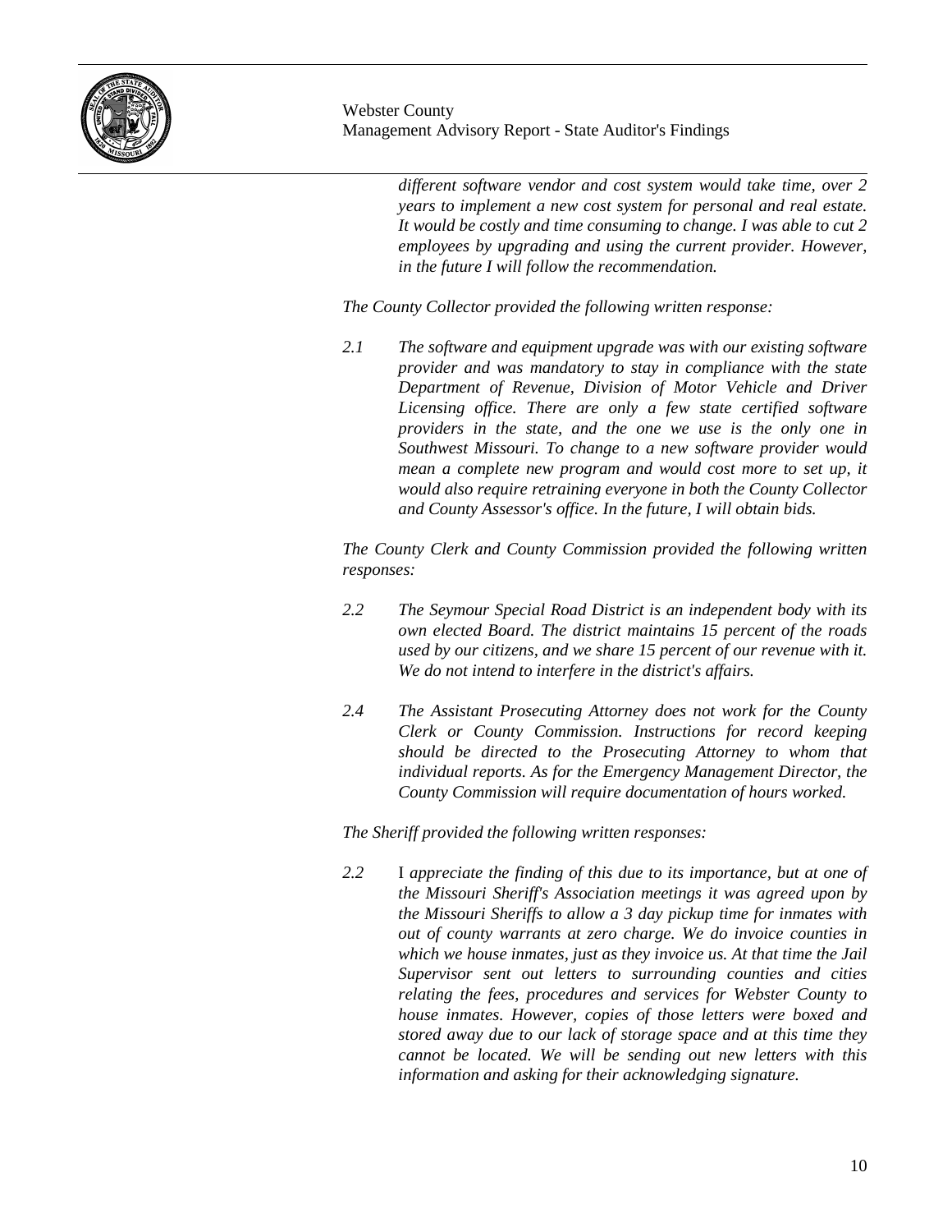*different software vendor and cost system would take time, over 2 years to implement a new cost system for personal and real estate. It would be costly and time consuming to change. I was able to cut 2 employees by upgrading and using the current provider. However, in the future I will follow the recommendation.*

*The County Collector provided the following written response:*

*2.1 The software and equipment upgrade was with our existing software provider and was mandatory to stay in compliance with the state Department of Revenue, Division of Motor Vehicle and Driver Licensing office. There are only a few state certified software providers in the state, and the one we use is the only one in Southwest Missouri. To change to a new software provider would mean a complete new program and would cost more to set up, it would also require retraining everyone in both the County Collector and County Assessor's office. In the future, I will obtain bids.*

*The County Clerk and County Commission provided the following written responses:*

*2.2 The Seymour Special Road District is an independent body with its own elected Board. The district maintains 15 percent of the roads used by our citizens, and we share 15 percent of our revenue with it. We do not intend to interfere in the district's affairs.*

*2.4 The Assistant Prosecuting Attorney does not work for the County Clerk or County Commission. Instructions for record keeping should be directed to the Prosecuting Attorney to whom that individual reports. As for the Emergency Management Director, the County Commission will require documentation of hours worked.*

*The Sheriff provided the following written responses:*

*2.2* I *appreciate the finding of this due to its importance, but at one of the Missouri Sheriff's Association meetings it was agreed upon by the Missouri Sheriffs to allow a 3 day pickup time for inmates with out of county warrants at zero charge. We do invoice counties in which we house inmates, just as they invoice us. At that time the Jail Supervisor sent out letters to surrounding counties and cities relating the fees, procedures and services for Webster County to house inmates. However, copies of those letters were boxed and stored away due to our lack of storage space and at this time they cannot be located. We will be sending out new letters with this information and asking for their acknowledging signature.*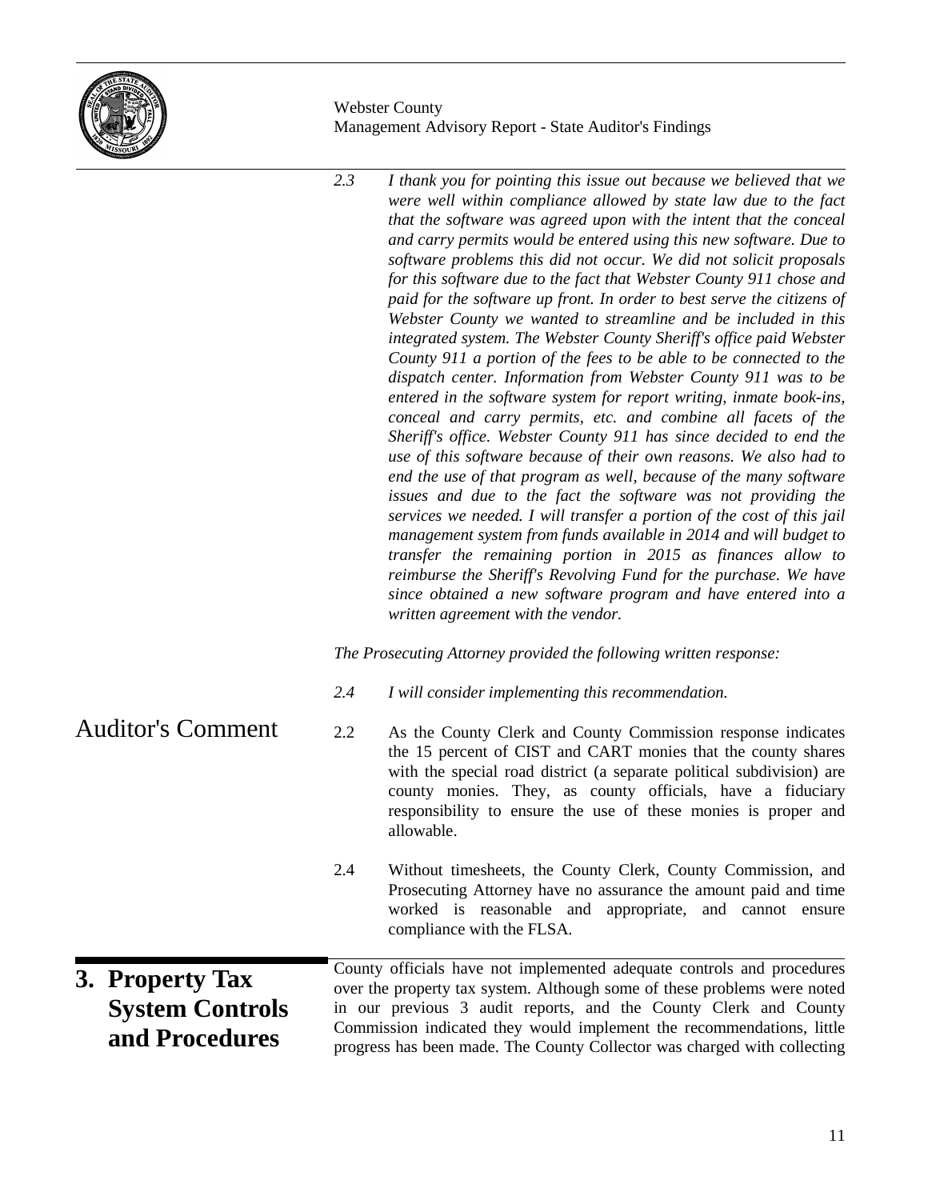*2.3 I thank you for pointing this issue out because we believed that we were well within compliance allowed by state law due to the fact that the software was agreed upon with the intent that the conceal and carry permits would be entered using this new software. Due to software problems this did not occur. We did not solicit proposals for this software due to the fact that Webster County 911 chose and paid for the software up front. In order to best serve the citizens of Webster County we wanted to streamline and be included in this integrated system. The Webster County Sheriff's office paid Webster County 911 a portion of the fees to be able to be connected to the dispatch center. Information from Webster County 911 was to be entered in the software system for report writing, inmate book-ins, conceal and carry permits, etc. and combine all facets of the Sheriff's office. Webster County 911 has since decided to end the use of this software because of their own reasons. We also had to end the use of that program as well, because of the many software issues and due to the fact the software was not providing the services we needed. I will transfer a portion of the cost of this jail management system from funds available in 2014 and will budget to transfer the remaining portion in 2015 as finances allow to reimburse the Sheriff's Revolving Fund for the purchase. We have since obtained a new software program and have entered into a written agreement with the vendor.*

*The Prosecuting Attorney provided the following written response:*

*2.4 I will consider implementing this recommendation.*

## Auditor's Comment

2.2 As the County Clerk and County Commission response indicates the 15 percent of CIST and CART monies that the county shares with the special road district (a separate political subdivision) are county monies. They, as county officials, have a fiduciary responsibility to ensure the use of these monies is proper and allowable.

2.4 Without timesheets, the County Clerk, County Commission, and Prosecuting Attorney have no assurance the amount paid and time worked is reasonable and appropriate, and cannot ensure compliance with the FLSA.

## 3. Property Tax System Controls and Procedures

County officials have not implemented adequate controls and procedures over the property tax system. Although some of these problems were noted in our previous 3 audit reports, and the County Clerk and County Commission indicated they would implement the recommendations, little progress has been made. The County Collector was charged with collecting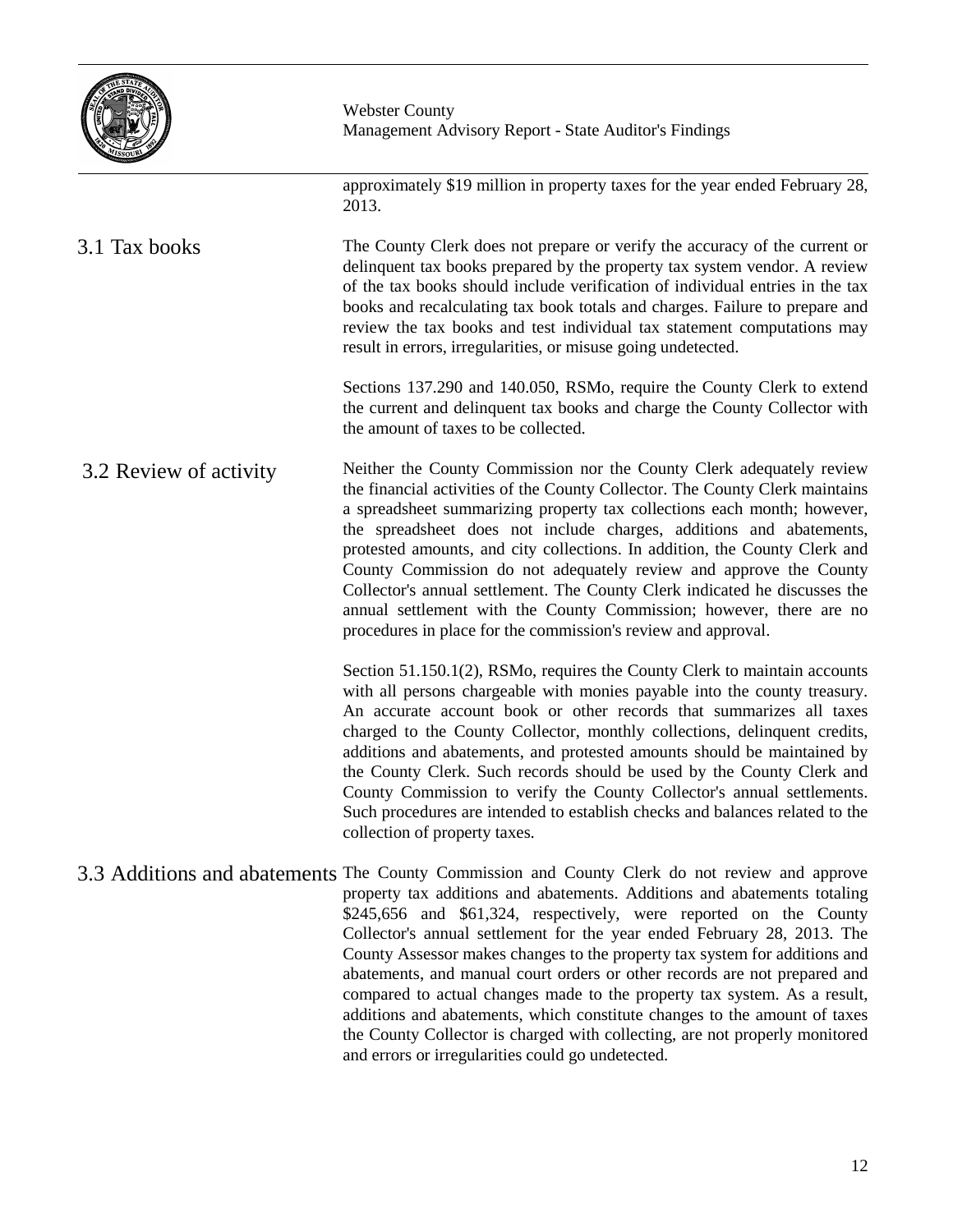approximately $19 million in property taxes for the year ended February 28, 2013.

### 3.1 Tax books

The County Clerk does not prepare or verify the accuracy of the current or delinquent tax books prepared by the property tax system vendor. A review of the tax books should include verification of individual entries in the tax books and recalculating tax book totals and charges. Failure to prepare and review the tax books and test individual tax statement computations may result in errors, irregularities, or misuse going undetected.

Sections 137.290 and 140.050, RSMo, require the County Clerk to extend the current and delinquent tax books and charge the County Collector with the amount of taxes to be collected.

### 3.2 Review of activity

Neither the County Commission nor the County Clerk adequately review the financial activities of the County Collector. The County Clerk maintains a spreadsheet summarizing property tax collections each month; however, the spreadsheet does not include charges, additions and abatements, protested amounts, and city collections. In addition, the County Clerk and County Commission do not adequately review and approve the County Collector's annual settlement. The County Clerk indicated he discusses the annual settlement with the County Commission; however, there are no procedures in place for the commission's review and approval.

Section 51.150.1(2), RSMo, requires the County Clerk to maintain accounts with all persons chargeable with monies payable into the county treasury. An accurate account book or other records that summarizes all taxes charged to the County Collector, monthly collections, delinquent credits, additions and abatements, and protested amounts should be maintained by the County Clerk. Such records should be used by the County Clerk and County Commission to verify the County Collector's annual settlements. Such procedures are intended to establish checks and balances related to the collection of property taxes.

### 3.3 Additions and abatements

The County Commission and County Clerk do not review and approve property tax additions and abatements. Additions and abatements totaling $245,656 and $61,324, respectively, were reported on the County Collector's annual settlement for the year ended February 28, 2013. The County Assessor makes changes to the property tax system for additions and abatements, and manual court orders or other records are not prepared and compared to actual changes made to the property tax system. As a result, additions and abatements, which constitute changes to the amount of taxes the County Collector is charged with collecting, are not properly monitored and errors or irregularities could go undetected.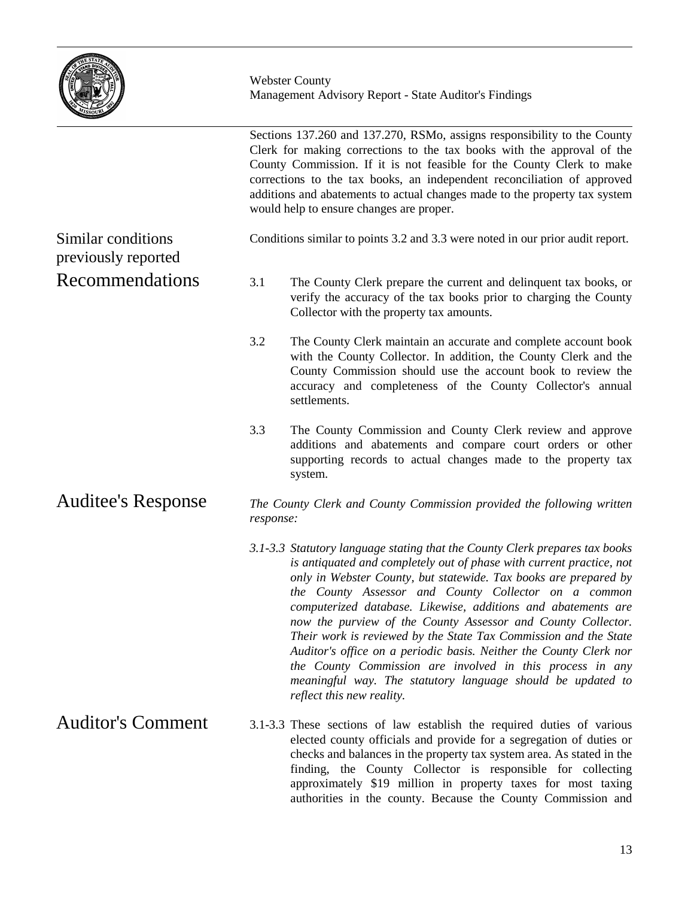Sections 137.260 and 137.270, RSMo, assigns responsibility to the County Clerk for making corrections to the tax books with the approval of the County Commission. If it is not feasible for the County Clerk to make corrections to the tax books, an independent reconciliation of approved additions and abatements to actual changes made to the property tax system would help to ensure changes are proper.

### Similar conditions previously reported

Conditions similar to points 3.2 and 3.3 were noted in our prior audit report.

## Recommendations

3.1 The County Clerk prepare the current and delinquent tax books, or verify the accuracy of the tax books prior to charging the County Collector with the property tax amounts.

3.2 The County Clerk maintain an accurate and complete account book with the County Collector. In addition, the County Clerk and the County Commission should use the account book to review the accuracy and completeness of the County Collector's annual settlements.

3.3 The County Commission and County Clerk review and approve additions and abatements and compare court orders or other supporting records to actual changes made to the property tax system.

## Auditee's Response

*The County Clerk and County Commission provided the following written response:*

*3.1-3.3 Statutory language stating that the County Clerk prepares tax books is antiquated and completely out of phase with current practice, not only in Webster County, but statewide. Tax books are prepared by the County Assessor and County Collector on a common computerized database. Likewise, additions and abatements are now the purview of the County Assessor and County Collector. Their work is reviewed by the State Tax Commission and the State Auditor's office on a periodic basis. Neither the County Clerk nor the County Commission are involved in this process in any meaningful way. The statutory language should be updated to reflect this new reality.*

## Auditor's Comment

3.1-3.3 These sections of law establish the required duties of various elected county officials and provide for a segregation of duties or checks and balances in the property tax system area. As stated in the finding, the County Collector is responsible for collecting approximately $19 million in property taxes for most taxing authorities in the county. Because the County Commission and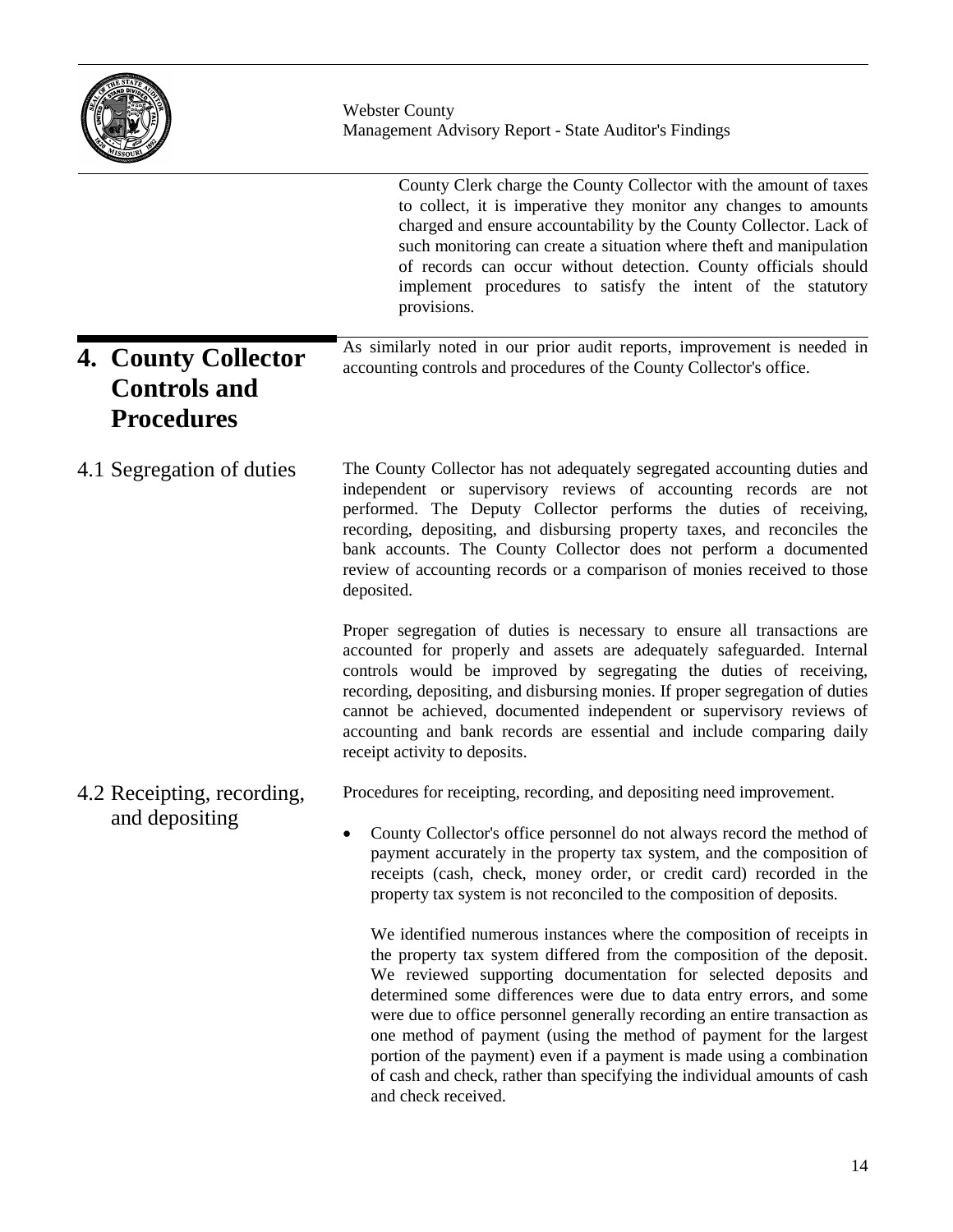County Clerk charge the County Collector with the amount of taxes to collect, it is imperative they monitor any changes to amounts charged and ensure accountability by the County Collector. Lack of such monitoring can create a situation where theft and manipulation of records can occur without detection. County officials should implement procedures to satisfy the intent of the statutory provisions.

## 4. County Collector Controls and Procedures

As similarly noted in our prior audit reports, improvement is needed in accounting controls and procedures of the County Collector's office.

### 4.1 Segregation of duties

The County Collector has not adequately segregated accounting duties and independent or supervisory reviews of accounting records are not performed. The Deputy Collector performs the duties of receiving, recording, depositing, and disbursing property taxes, and reconciles the bank accounts. The County Collector does not perform a documented review of accounting records or a comparison of monies received to those deposited.

Proper segregation of duties is necessary to ensure all transactions are accounted for properly and assets are adequately safeguarded. Internal controls would be improved by segregating the duties of receiving, recording, depositing, and disbursing monies. If proper segregation of duties cannot be achieved, documented independent or supervisory reviews of accounting and bank records are essential and include comparing daily receipt activity to deposits.

### 4.2 Receipting, recording, and depositing

Procedures for receipting, recording, and depositing need improvement.

- County Collector's office personnel do not always record the method of payment accurately in the property tax system, and the composition of receipts (cash, check, money order, or credit card) recorded in the property tax system is not reconciled to the composition of deposits.

  We identified numerous instances where the composition of receipts in the property tax system differed from the composition of the deposit. We reviewed supporting documentation for selected deposits and determined some differences were due to data entry errors, and some were due to office personnel generally recording an entire transaction as one method of payment (using the method of payment for the largest portion of the payment) even if a payment is made using a combination of cash and check, rather than specifying the individual amounts of cash and check received.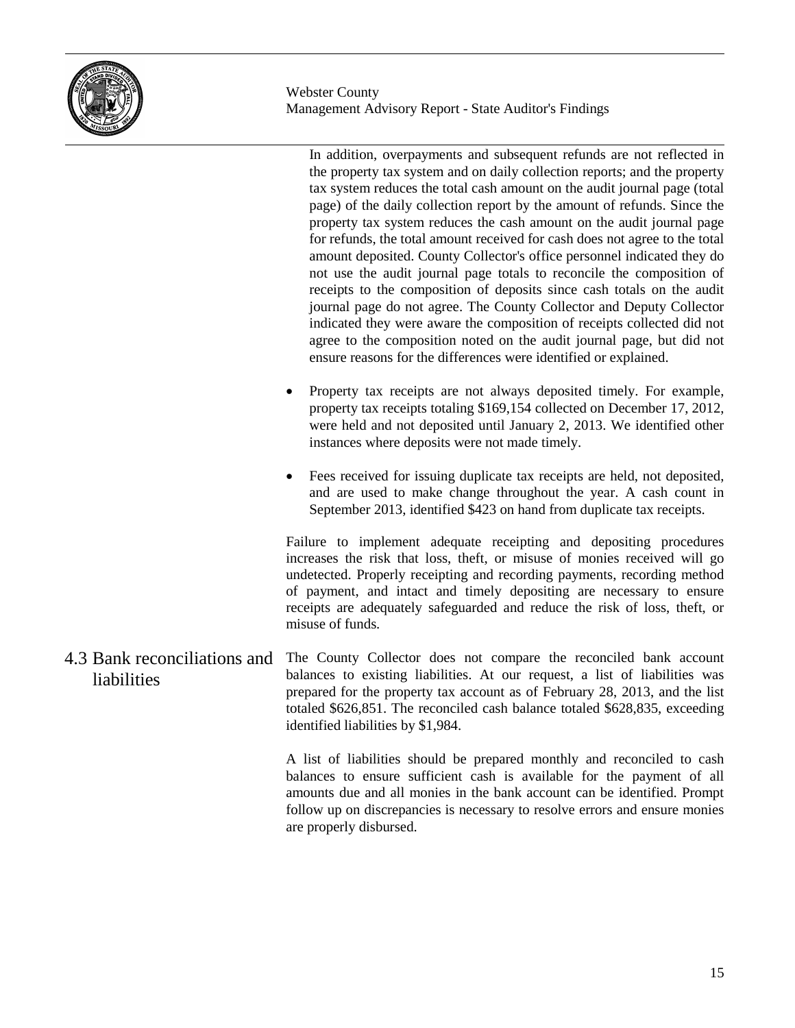In addition, overpayments and subsequent refunds are not reflected in the property tax system and on daily collection reports; and the property tax system reduces the total cash amount on the audit journal page (total page) of the daily collection report by the amount of refunds. Since the property tax system reduces the cash amount on the audit journal page for refunds, the total amount received for cash does not agree to the total amount deposited. County Collector's office personnel indicated they do not use the audit journal page totals to reconcile the composition of receipts to the composition of deposits since cash totals on the audit journal page do not agree. The County Collector and Deputy Collector indicated they were aware the composition of receipts collected did not agree to the composition noted on the audit journal page, but did not ensure reasons for the differences were identified or explained.

- Property tax receipts are not always deposited timely. For example, property tax receipts totaling $169,154 collected on December 17, 2012, were held and not deposited until January 2, 2013. We identified other instances where deposits were not made timely.

- Fees received for issuing duplicate tax receipts are held, not deposited, and are used to make change throughout the year. A cash count in September 2013, identified $423 on hand from duplicate tax receipts.

Failure to implement adequate receipting and depositing procedures increases the risk that loss, theft, or misuse of monies received will go undetected. Properly receipting and recording payments, recording method of payment, and intact and timely depositing are necessary to ensure receipts are adequately safeguarded and reduce the risk of loss, theft, or misuse of funds.

## 4.3 Bank reconciliations and liabilities

The County Collector does not compare the reconciled bank account balances to existing liabilities. At our request, a list of liabilities was prepared for the property tax account as of February 28, 2013, and the list totaled $626,851. The reconciled cash balance totaled $628,835, exceeding identified liabilities by $1,984.

A list of liabilities should be prepared monthly and reconciled to cash balances to ensure sufficient cash is available for the payment of all amounts due and all monies in the bank account can be identified. Prompt follow up on discrepancies is necessary to resolve errors and ensure monies are properly disbursed.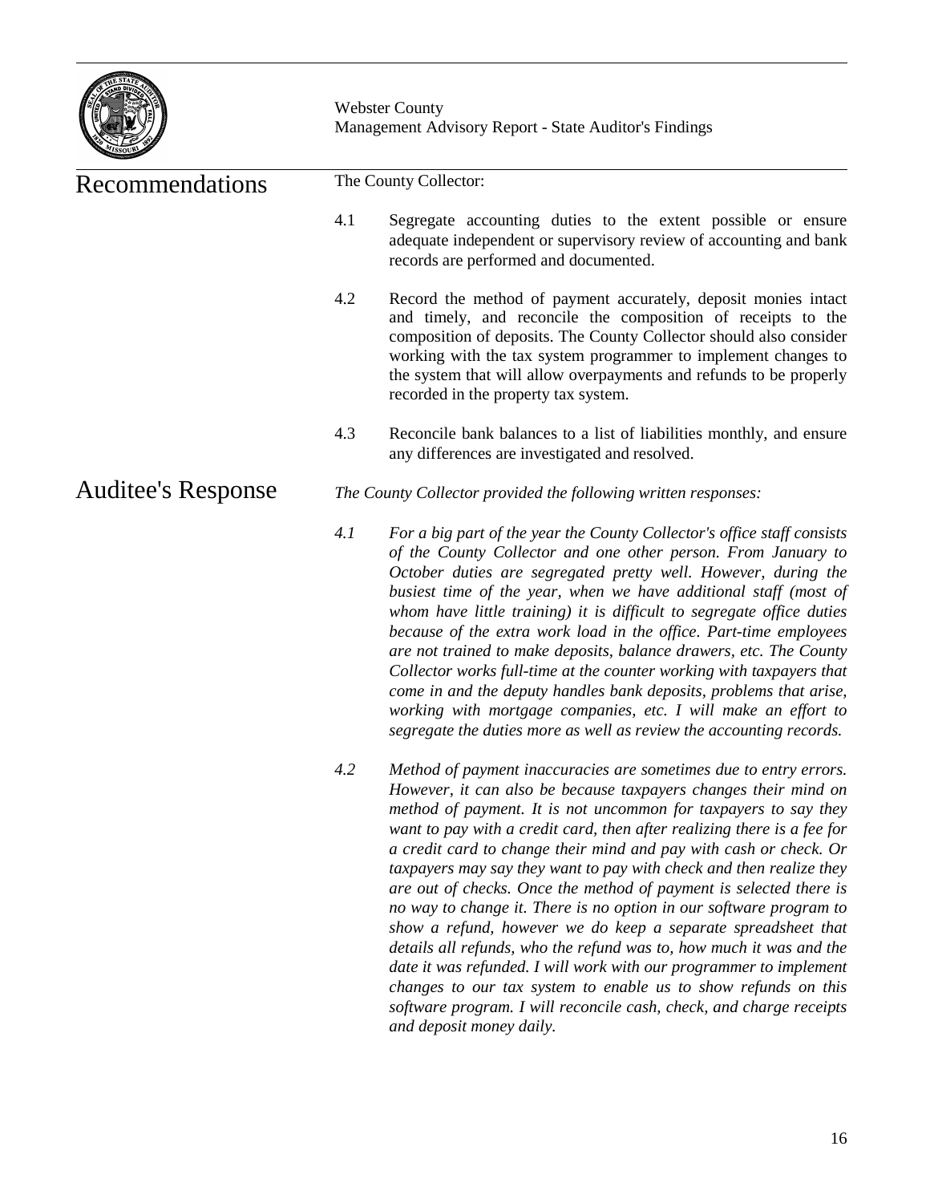## Recommendations

The County Collector:

4.1 Segregate accounting duties to the extent possible or ensure adequate independent or supervisory review of accounting and bank records are performed and documented.

4.2 Record the method of payment accurately, deposit monies intact and timely, and reconcile the composition of receipts to the composition of deposits. The County Collector should also consider working with the tax system programmer to implement changes to the system that will allow overpayments and refunds to be properly recorded in the property tax system.

4.3 Reconcile bank balances to a list of liabilities monthly, and ensure any differences are investigated and resolved.

## Auditee's Response

*The County Collector provided the following written responses:*

*4.1 For a big part of the year the County Collector's office staff consists of the County Collector and one other person. From January to October duties are segregated pretty well. However, during the busiest time of the year, when we have additional staff (most of whom have little training) it is difficult to segregate office duties because of the extra work load in the office. Part-time employees are not trained to make deposits, balance drawers, etc. The County Collector works full-time at the counter working with taxpayers that come in and the deputy handles bank deposits, problems that arise, working with mortgage companies, etc. I will make an effort to segregate the duties more as well as review the accounting records.*

*4.2 Method of payment inaccuracies are sometimes due to entry errors. However, it can also be because taxpayers changes their mind on method of payment. It is not uncommon for taxpayers to say they want to pay with a credit card, then after realizing there is a fee for a credit card to change their mind and pay with cash or check. Or taxpayers may say they want to pay with check and then realize they are out of checks. Once the method of payment is selected there is no way to change it. There is no option in our software program to show a refund, however we do keep a separate spreadsheet that details all refunds, who the refund was to, how much it was and the date it was refunded. I will work with our programmer to implement changes to our tax system to enable us to show refunds on this software program. I will reconcile cash, check, and charge receipts and deposit money daily.*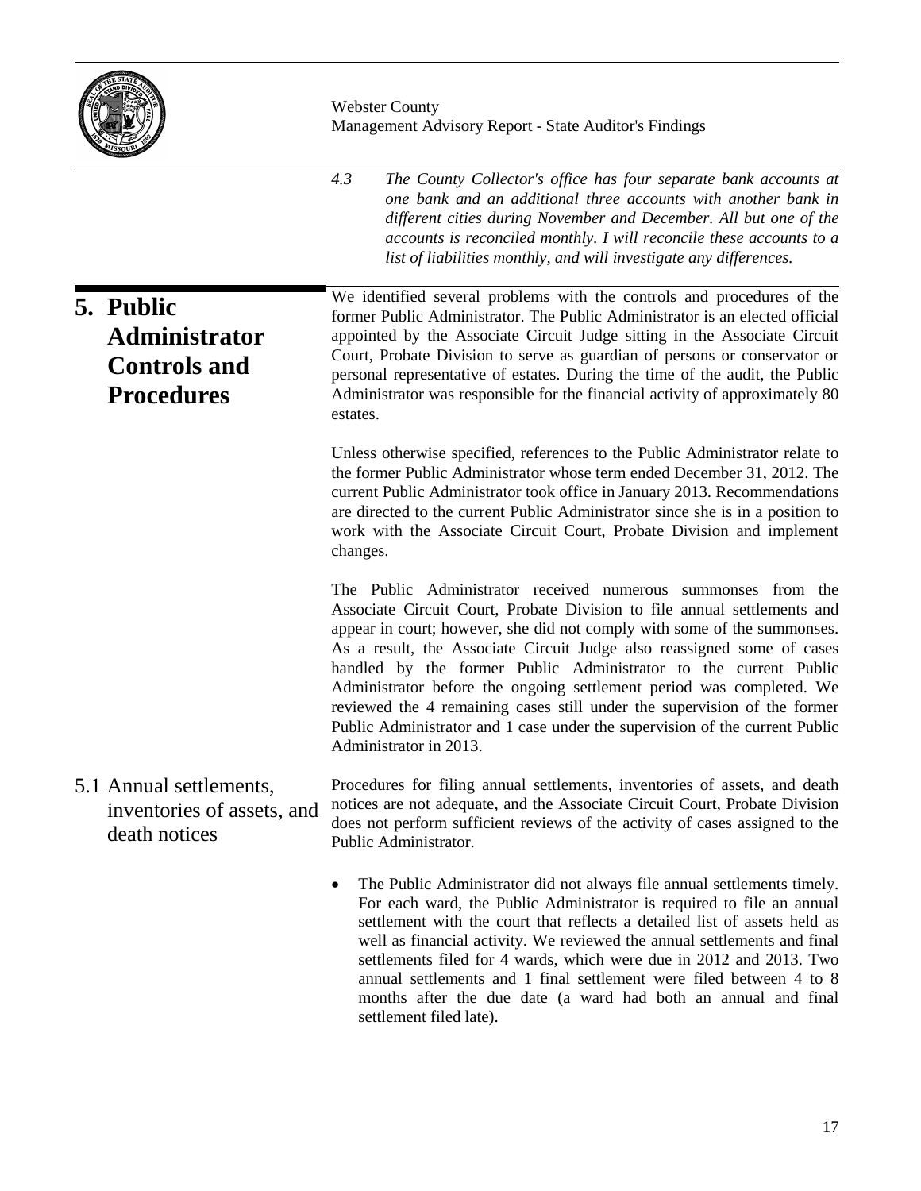4.3 *The County Collector's office has four separate bank accounts at one bank and an additional three accounts with another bank in different cities during November and December. All but one of the accounts is reconciled monthly. I will reconcile these accounts to a list of liabilities monthly, and will investigate any differences.*

# 5. Public Administrator Controls and Procedures

We identified several problems with the controls and procedures of the former Public Administrator. The Public Administrator is an elected official appointed by the Associate Circuit Judge sitting in the Associate Circuit Court, Probate Division to serve as guardian of persons or conservator or personal representative of estates. During the time of the audit, the Public Administrator was responsible for the financial activity of approximately 80 estates.

Unless otherwise specified, references to the Public Administrator relate to the former Public Administrator whose term ended December 31, 2012. The current Public Administrator took office in January 2013. Recommendations are directed to the current Public Administrator since she is in a position to work with the Associate Circuit Court, Probate Division and implement changes.

The Public Administrator received numerous summonses from the Associate Circuit Court, Probate Division to file annual settlements and appear in court; however, she did not comply with some of the summonses. As a result, the Associate Circuit Judge also reassigned some of cases handled by the former Public Administrator to the current Public Administrator before the ongoing settlement period was completed. We reviewed the 4 remaining cases still under the supervision of the former Public Administrator and 1 case under the supervision of the current Public Administrator in 2013.

## 5.1 Annual settlements, inventories of assets, and death notices

Procedures for filing annual settlements, inventories of assets, and death notices are not adequate, and the Associate Circuit Court, Probate Division does not perform sufficient reviews of the activity of cases assigned to the Public Administrator.

- The Public Administrator did not always file annual settlements timely. For each ward, the Public Administrator is required to file an annual settlement with the court that reflects a detailed list of assets held as well as financial activity. We reviewed the annual settlements and final settlements filed for 4 wards, which were due in 2012 and 2013. Two annual settlements and 1 final settlement were filed between 4 to 8 months after the due date (a ward had both an annual and final settlement filed late).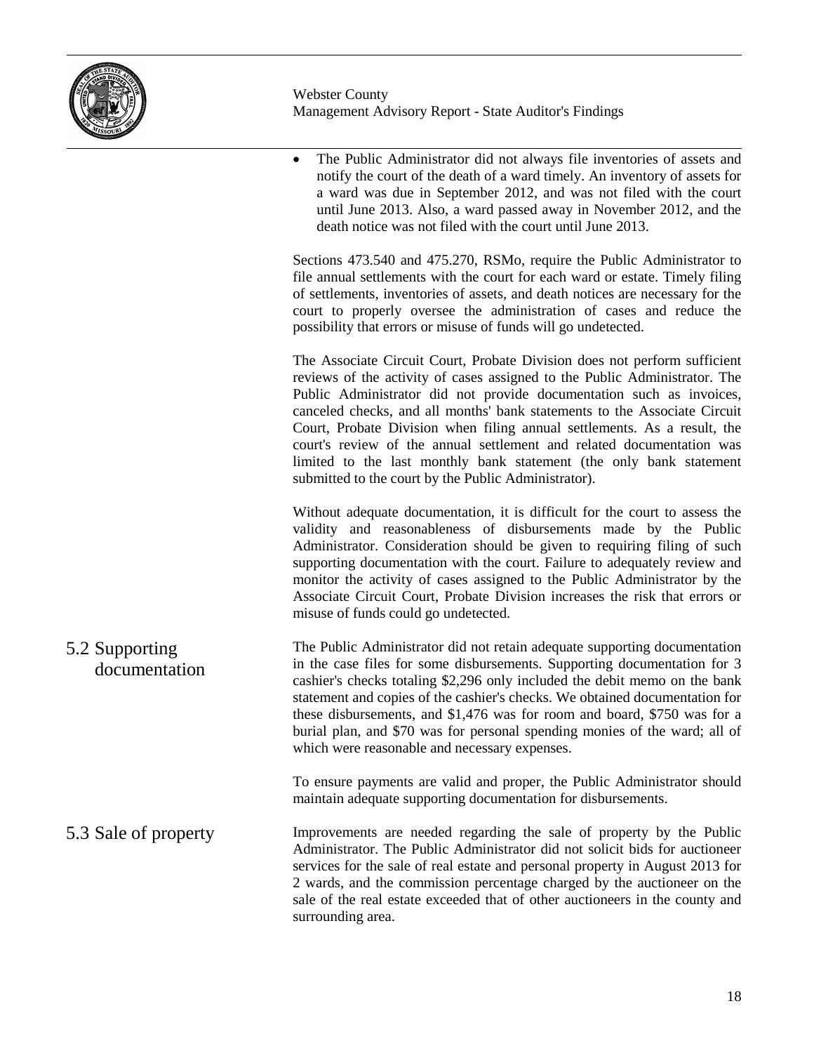- The Public Administrator did not always file inventories of assets and notify the court of the death of a ward timely. An inventory of assets for a ward was due in September 2012, and was not filed with the court until June 2013. Also, a ward passed away in November 2012, and the death notice was not filed with the court until June 2013.

Sections 473.540 and 475.270, RSMo, require the Public Administrator to file annual settlements with the court for each ward or estate. Timely filing of settlements, inventories of assets, and death notices are necessary for the court to properly oversee the administration of cases and reduce the possibility that errors or misuse of funds will go undetected.

The Associate Circuit Court, Probate Division does not perform sufficient reviews of the activity of cases assigned to the Public Administrator. The Public Administrator did not provide documentation such as invoices, canceled checks, and all months' bank statements to the Associate Circuit Court, Probate Division when filing annual settlements. As a result, the court's review of the annual settlement and related documentation was limited to the last monthly bank statement (the only bank statement submitted to the court by the Public Administrator).

Without adequate documentation, it is difficult for the court to assess the validity and reasonableness of disbursements made by the Public Administrator. Consideration should be given to requiring filing of such supporting documentation with the court. Failure to adequately review and monitor the activity of cases assigned to the Public Administrator by the Associate Circuit Court, Probate Division increases the risk that errors or misuse of funds could go undetected.

## 5.2 Supporting documentation

The Public Administrator did not retain adequate supporting documentation in the case files for some disbursements. Supporting documentation for 3 cashier's checks totaling $2,296 only included the debit memo on the bank statement and copies of the cashier's checks. We obtained documentation for these disbursements, and $1,476 was for room and board, $750 was for a burial plan, and $70 was for personal spending monies of the ward; all of which were reasonable and necessary expenses.

To ensure payments are valid and proper, the Public Administrator should maintain adequate supporting documentation for disbursements.

## 5.3 Sale of property

Improvements are needed regarding the sale of property by the Public Administrator. The Public Administrator did not solicit bids for auctioneer services for the sale of real estate and personal property in August 2013 for 2 wards, and the commission percentage charged by the auctioneer on the sale of the real estate exceeded that of other auctioneers in the county and surrounding area.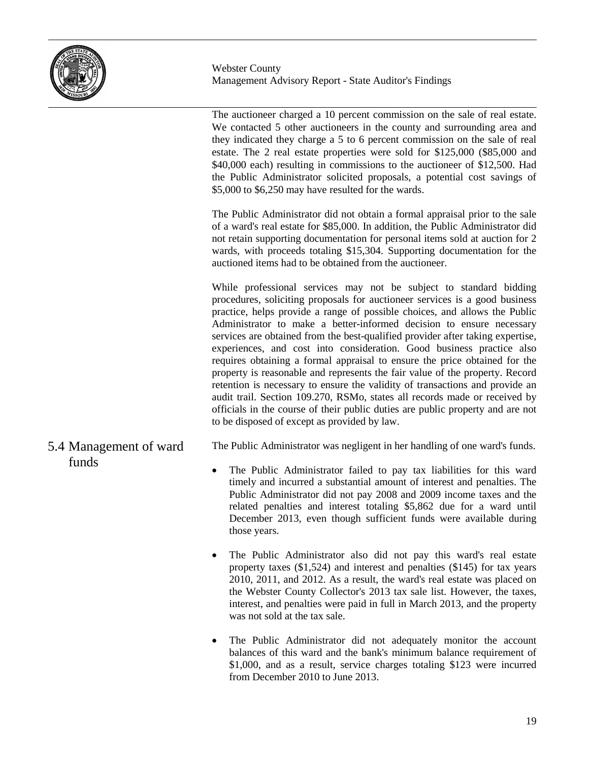The auctioneer charged a 10 percent commission on the sale of real estate. We contacted 5 other auctioneers in the county and surrounding area and they indicated they charge a 5 to 6 percent commission on the sale of real estate. The 2 real estate properties were sold for $125,000 ($85,000 and $40,000 each) resulting in commissions to the auctioneer of $12,500. Had the Public Administrator solicited proposals, a potential cost savings of $5,000 to $6,250 may have resulted for the wards.

The Public Administrator did not obtain a formal appraisal prior to the sale of a ward's real estate for $85,000. In addition, the Public Administrator did not retain supporting documentation for personal items sold at auction for 2 wards, with proceeds totaling $15,304. Supporting documentation for the auctioned items had to be obtained from the auctioneer.

While professional services may not be subject to standard bidding procedures, soliciting proposals for auctioneer services is a good business practice, helps provide a range of possible choices, and allows the Public Administrator to make a better-informed decision to ensure necessary services are obtained from the best-qualified provider after taking expertise, experiences, and cost into consideration. Good business practice also requires obtaining a formal appraisal to ensure the price obtained for the property is reasonable and represents the fair value of the property. Record retention is necessary to ensure the validity of transactions and provide an audit trail. Section 109.270, RSMo, states all records made or received by officials in the course of their public duties are public property and are not to be disposed of except as provided by law.

## 5.4 Management of ward funds

The Public Administrator was negligent in her handling of one ward's funds.

- The Public Administrator failed to pay tax liabilities for this ward timely and incurred a substantial amount of interest and penalties. The Public Administrator did not pay 2008 and 2009 income taxes and the related penalties and interest totaling $5,862 due for a ward until December 2013, even though sufficient funds were available during those years.

- The Public Administrator also did not pay this ward's real estate property taxes ($1,524) and interest and penalties ($145) for tax years 2010, 2011, and 2012. As a result, the ward's real estate was placed on the Webster County Collector's 2013 tax sale list. However, the taxes, interest, and penalties were paid in full in March 2013, and the property was not sold at the tax sale.

- The Public Administrator did not adequately monitor the account balances of this ward and the bank's minimum balance requirement of $1,000, and as a result, service charges totaling $123 were incurred from December 2010 to June 2013.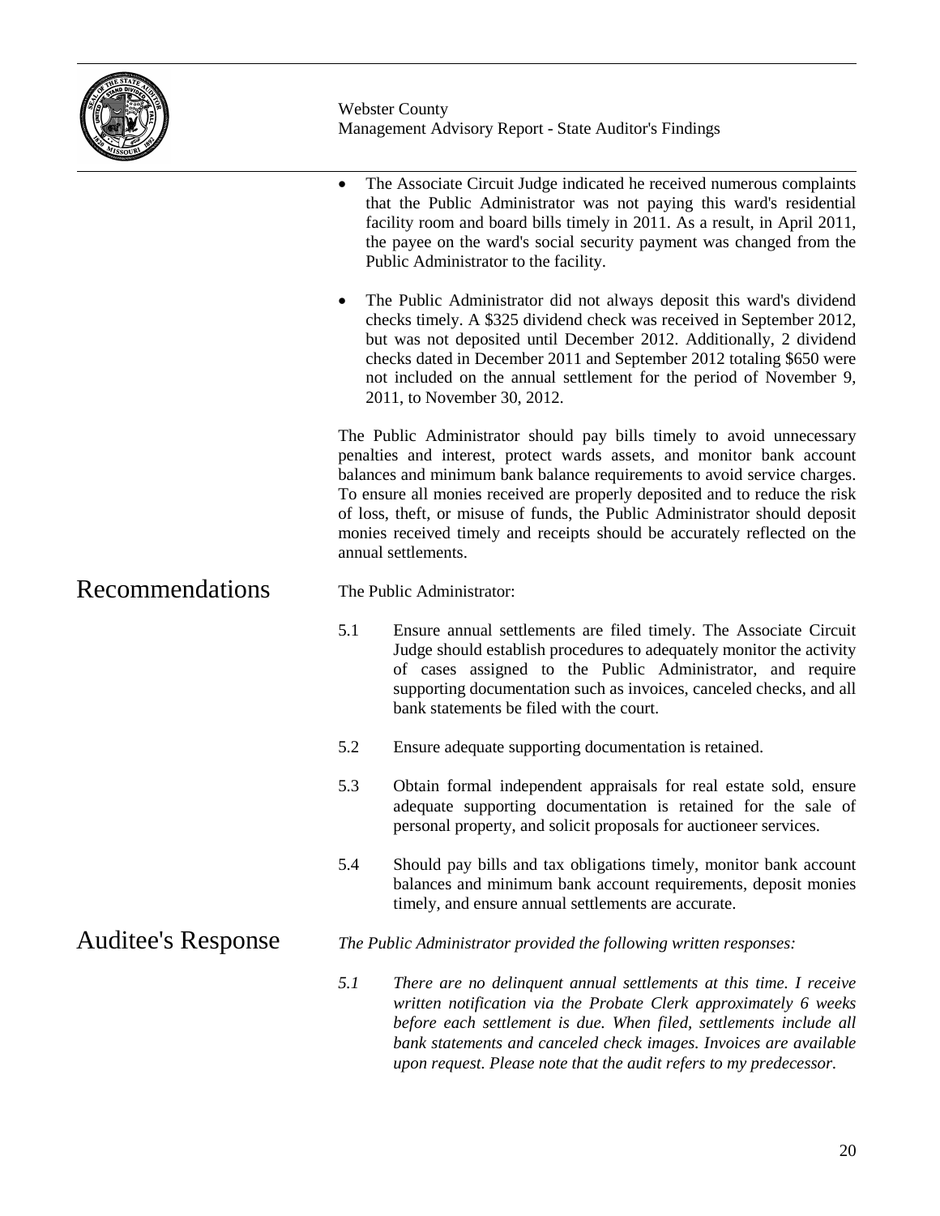- The Associate Circuit Judge indicated he received numerous complaints that the Public Administrator was not paying this ward's residential facility room and board bills timely in 2011. As a result, in April 2011, the payee on the ward's social security payment was changed from the Public Administrator to the facility.
- The Public Administrator did not always deposit this ward's dividend checks timely. A $325 dividend check was received in September 2012, but was not deposited until December 2012. Additionally, 2 dividend checks dated in December 2011 and September 2012 totaling $650 were not included on the annual settlement for the period of November 9, 2011, to November 30, 2012.

The Public Administrator should pay bills timely to avoid unnecessary penalties and interest, protect wards assets, and monitor bank account balances and minimum bank balance requirements to avoid service charges. To ensure all monies received are properly deposited and to reduce the risk of loss, theft, or misuse of funds, the Public Administrator should deposit monies received timely and receipts should be accurately reflected on the annual settlements.

## Recommendations

The Public Administrator:

5.1 Ensure annual settlements are filed timely. The Associate Circuit Judge should establish procedures to adequately monitor the activity of cases assigned to the Public Administrator, and require supporting documentation such as invoices, canceled checks, and all bank statements be filed with the court.

5.2 Ensure adequate supporting documentation is retained.

5.3 Obtain formal independent appraisals for real estate sold, ensure adequate supporting documentation is retained for the sale of personal property, and solicit proposals for auctioneer services.

5.4 Should pay bills and tax obligations timely, monitor bank account balances and minimum bank account requirements, deposit monies timely, and ensure annual settlements are accurate.

## Auditee's Response

*The Public Administrator provided the following written responses:*

*5.1 There are no delinquent annual settlements at this time. I receive written notification via the Probate Clerk approximately 6 weeks before each settlement is due. When filed, settlements include all bank statements and canceled check images. Invoices are available upon request. Please note that the audit refers to my predecessor.*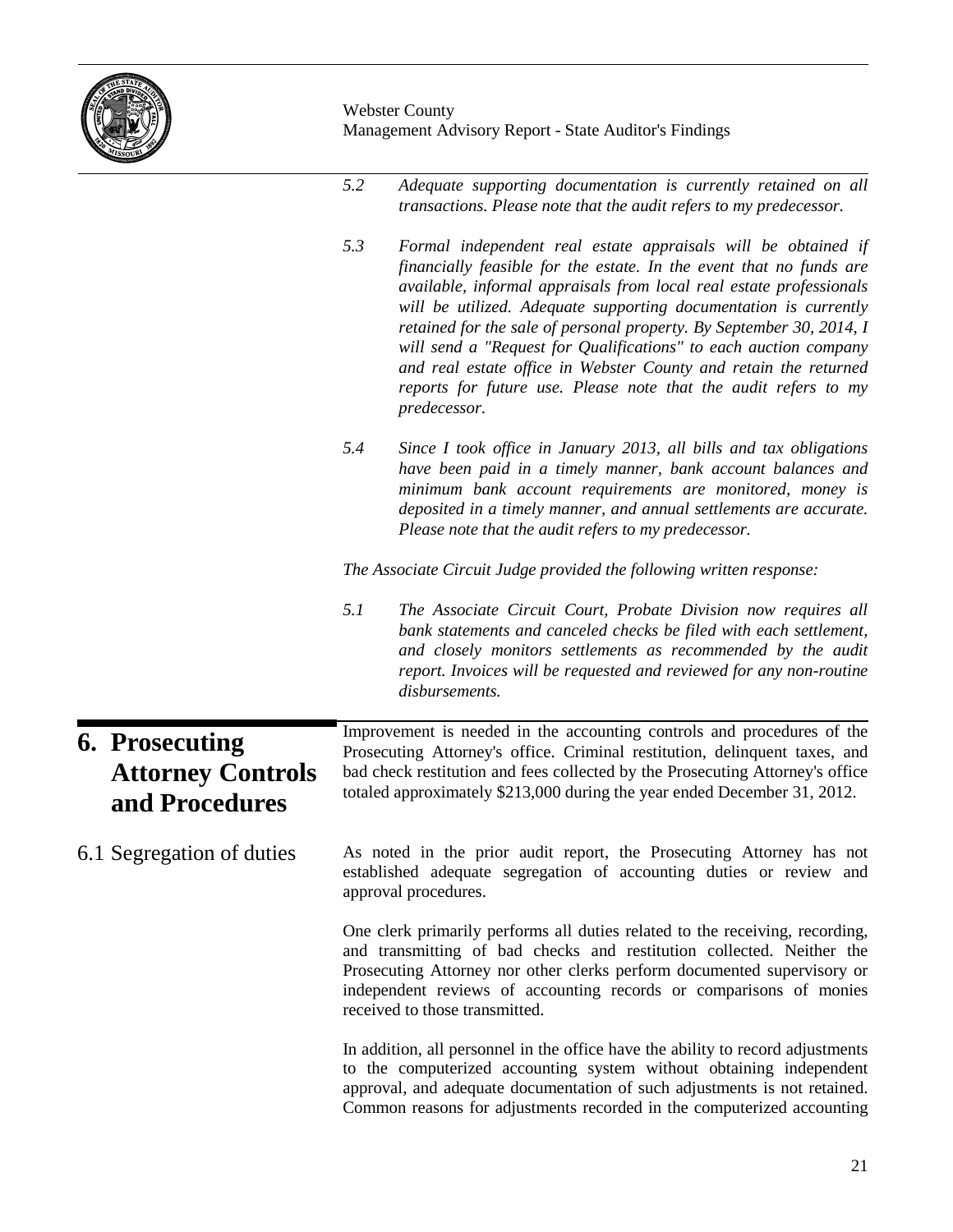*5.2 Adequate supporting documentation is currently retained on all transactions. Please note that the audit refers to my predecessor.*

*5.3 Formal independent real estate appraisals will be obtained if financially feasible for the estate. In the event that no funds are available, informal appraisals from local real estate professionals will be utilized. Adequate supporting documentation is currently retained for the sale of personal property. By September 30, 2014, I will send a "Request for Qualifications" to each auction company and real estate office in Webster County and retain the returned reports for future use. Please note that the audit refers to my predecessor.*

*5.4 Since I took office in January 2013, all bills and tax obligations have been paid in a timely manner, bank account balances and minimum bank account requirements are monitored, money is deposited in a timely manner, and annual settlements are accurate. Please note that the audit refers to my predecessor.*

*The Associate Circuit Judge provided the following written response:*

*5.1 The Associate Circuit Court, Probate Division now requires all bank statements and canceled checks be filed with each settlement, and closely monitors settlements as recommended by the audit report. Invoices will be requested and reviewed for any non-routine disbursements.*

## 6. Prosecuting Attorney Controls and Procedures

Improvement is needed in the accounting controls and procedures of the Prosecuting Attorney's office. Criminal restitution, delinquent taxes, and bad check restitution and fees collected by the Prosecuting Attorney's office totaled approximately $213,000 during the year ended December 31, 2012.

### 6.1 Segregation of duties

As noted in the prior audit report, the Prosecuting Attorney has not established adequate segregation of accounting duties or review and approval procedures.

One clerk primarily performs all duties related to the receiving, recording, and transmitting of bad checks and restitution collected. Neither the Prosecuting Attorney nor other clerks perform documented supervisory or independent reviews of accounting records or comparisons of monies received to those transmitted.

In addition, all personnel in the office have the ability to record adjustments to the computerized accounting system without obtaining independent approval, and adequate documentation of such adjustments is not retained. Common reasons for adjustments recorded in the computerized accounting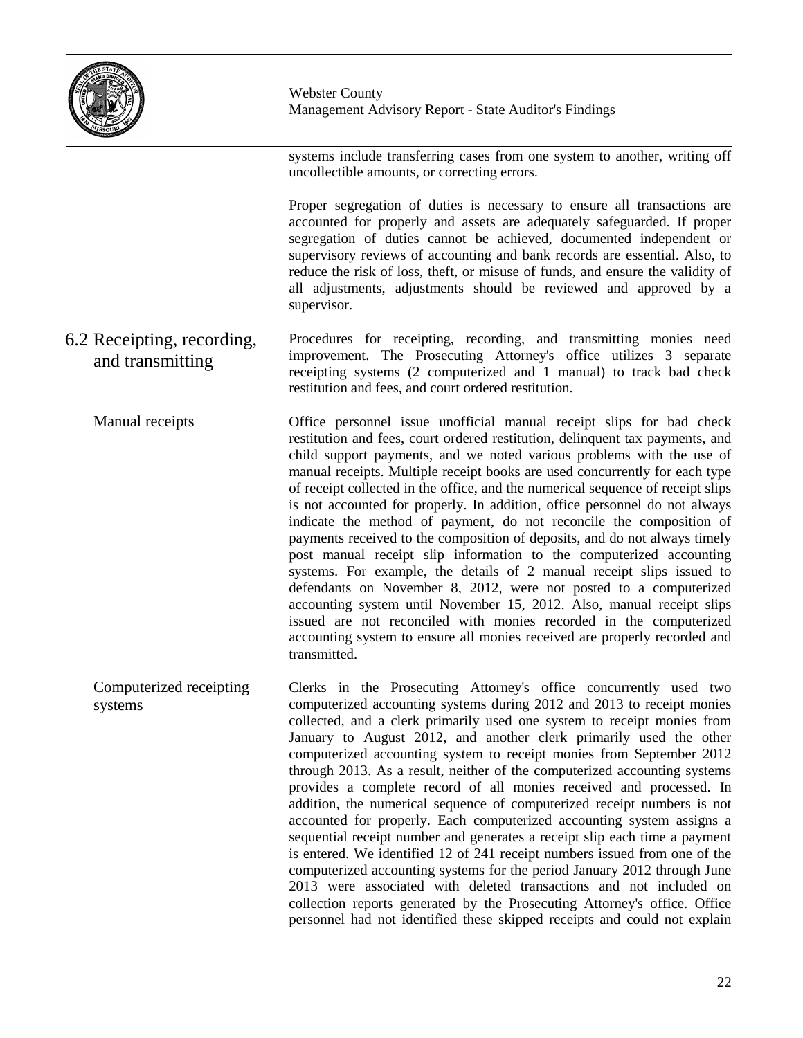systems include transferring cases from one system to another, writing off uncollectible amounts, or correcting errors.

Proper segregation of duties is necessary to ensure all transactions are accounted for properly and assets are adequately safeguarded. If proper segregation of duties cannot be achieved, documented independent or supervisory reviews of accounting and bank records are essential. Also, to reduce the risk of loss, theft, or misuse of funds, and ensure the validity of all adjustments, adjustments should be reviewed and approved by a supervisor.

## 6.2 Receipting, recording, and transmitting

Procedures for receipting, recording, and transmitting monies need improvement. The Prosecuting Attorney's office utilizes 3 separate receipting systems (2 computerized and 1 manual) to track bad check restitution and fees, and court ordered restitution.

### Manual receipts

Office personnel issue unofficial manual receipt slips for bad check restitution and fees, court ordered restitution, delinquent tax payments, and child support payments, and we noted various problems with the use of manual receipts. Multiple receipt books are used concurrently for each type of receipt collected in the office, and the numerical sequence of receipt slips is not accounted for properly. In addition, office personnel do not always indicate the method of payment, do not reconcile the composition of payments received to the composition of deposits, and do not always timely post manual receipt slip information to the computerized accounting systems. For example, the details of 2 manual receipt slips issued to defendants on November 8, 2012, were not posted to a computerized accounting system until November 15, 2012. Also, manual receipt slips issued are not reconciled with monies recorded in the computerized accounting system to ensure all monies received are properly recorded and transmitted.

### Computerized receipting systems

Clerks in the Prosecuting Attorney's office concurrently used two computerized accounting systems during 2012 and 2013 to receipt monies collected, and a clerk primarily used one system to receipt monies from January to August 2012, and another clerk primarily used the other computerized accounting system to receipt monies from September 2012 through 2013. As a result, neither of the computerized accounting systems provides a complete record of all monies received and processed. In addition, the numerical sequence of computerized receipt numbers is not accounted for properly. Each computerized accounting system assigns a sequential receipt number and generates a receipt slip each time a payment is entered. We identified 12 of 241 receipt numbers issued from one of the computerized accounting systems for the period January 2012 through June 2013 were associated with deleted transactions and not included on collection reports generated by the Prosecuting Attorney's office. Office personnel had not identified these skipped receipts and could not explain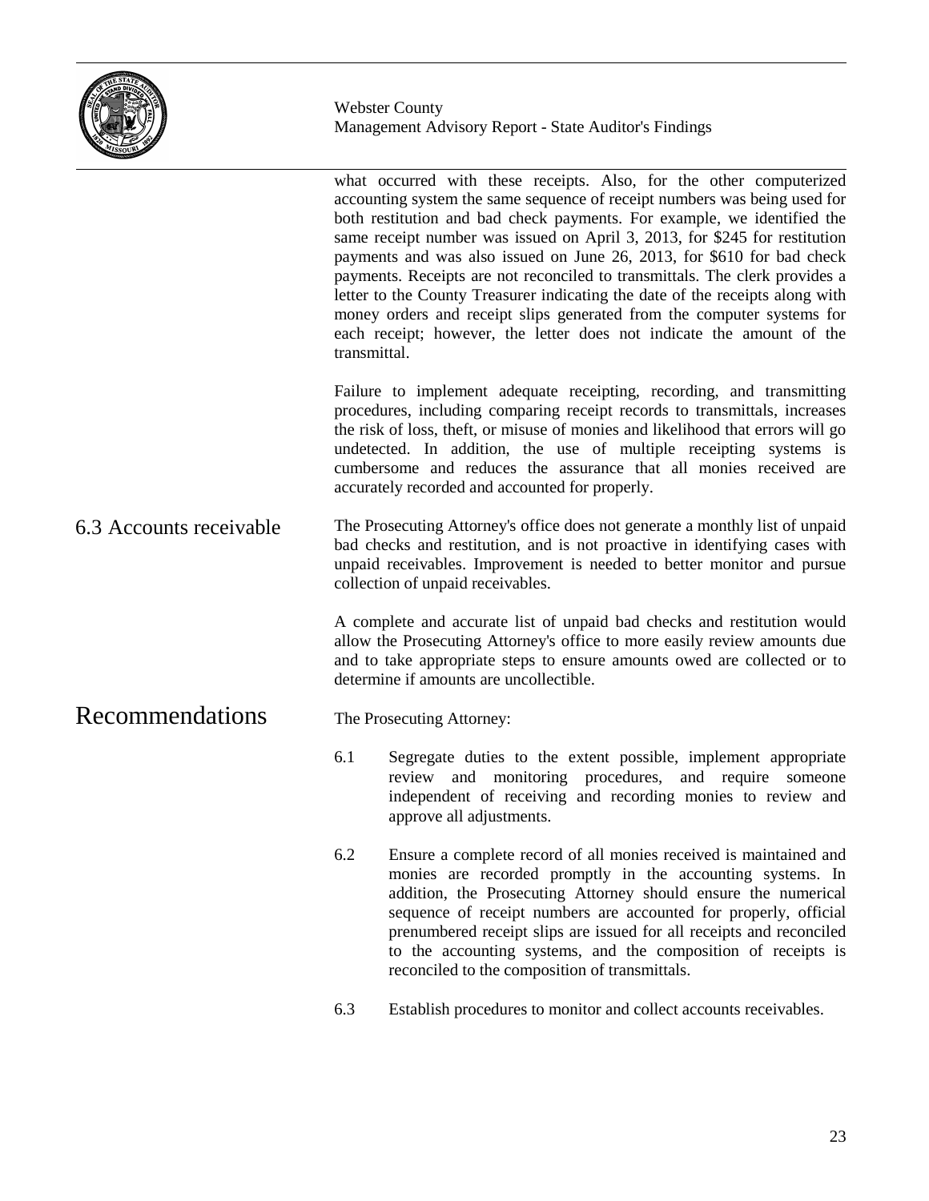what occurred with these receipts. Also, for the other computerized accounting system the same sequence of receipt numbers was being used for both restitution and bad check payments. For example, we identified the same receipt number was issued on April 3, 2013, for $245 for restitution payments and was also issued on June 26, 2013, for $610 for bad check payments. Receipts are not reconciled to transmittals. The clerk provides a letter to the County Treasurer indicating the date of the receipts along with money orders and receipt slips generated from the computer systems for each receipt; however, the letter does not indicate the amount of the transmittal.

Failure to implement adequate receipting, recording, and transmitting procedures, including comparing receipt records to transmittals, increases the risk of loss, theft, or misuse of monies and likelihood that errors will go undetected. In addition, the use of multiple receipting systems is cumbersome and reduces the assurance that all monies received are accurately recorded and accounted for properly.

### 6.3 Accounts receivable

The Prosecuting Attorney's office does not generate a monthly list of unpaid bad checks and restitution, and is not proactive in identifying cases with unpaid receivables. Improvement is needed to better monitor and pursue collection of unpaid receivables.

A complete and accurate list of unpaid bad checks and restitution would allow the Prosecuting Attorney's office to more easily review amounts due and to take appropriate steps to ensure amounts owed are collected or to determine if amounts are uncollectible.

## Recommendations

The Prosecuting Attorney:

6.1 Segregate duties to the extent possible, implement appropriate review and monitoring procedures, and require someone independent of receiving and recording monies to review and approve all adjustments.

6.2 Ensure a complete record of all monies received is maintained and monies are recorded promptly in the accounting systems. In addition, the Prosecuting Attorney should ensure the numerical sequence of receipt numbers are accounted for properly, official prenumbered receipt slips are issued for all receipts and reconciled to the accounting systems, and the composition of receipts is reconciled to the composition of transmittals.

6.3 Establish procedures to monitor and collect accounts receivables.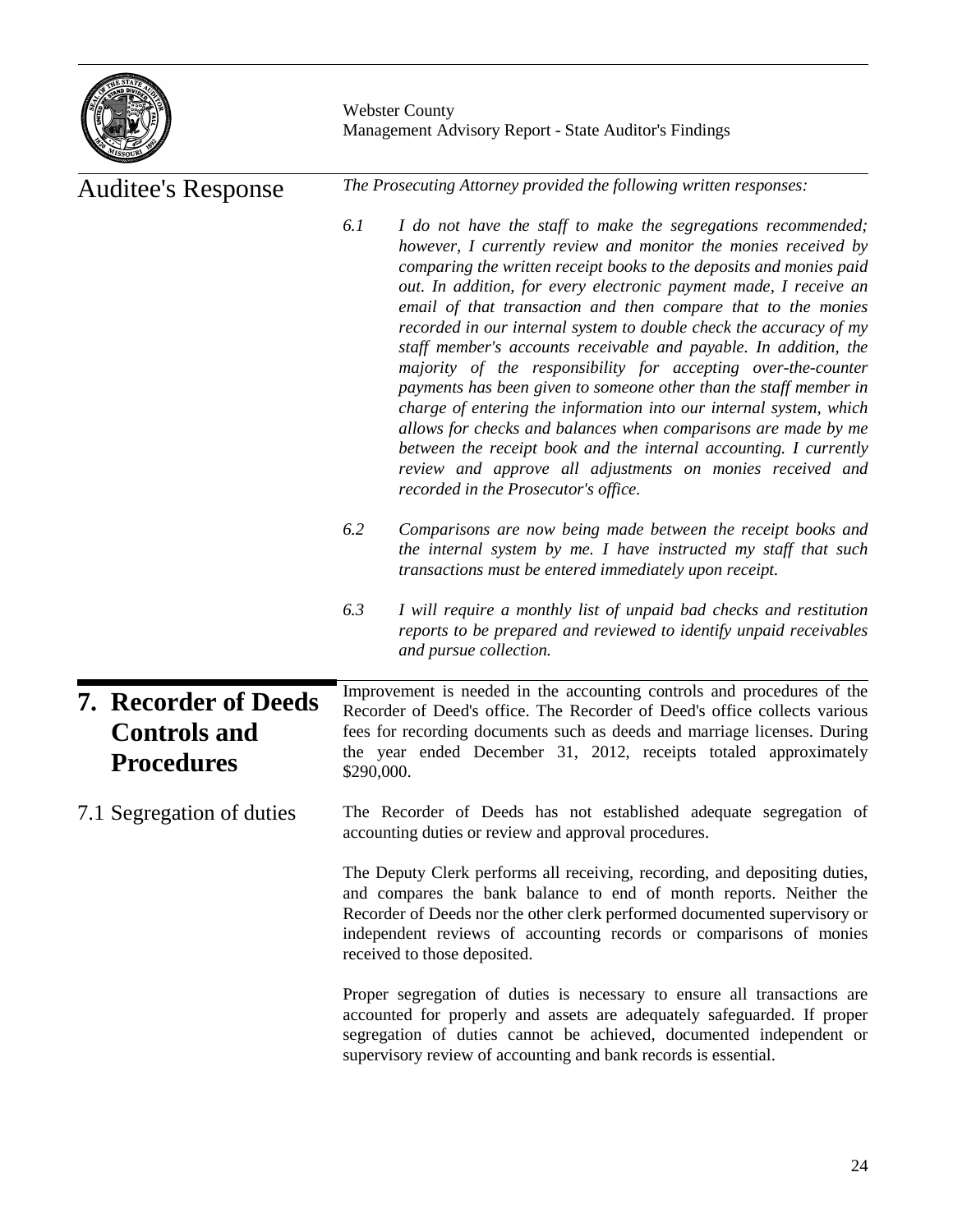Auditee's Response

*The Prosecuting Attorney provided the following written responses:*

*6.1 I do not have the staff to make the segregations recommended; however, I currently review and monitor the monies received by comparing the written receipt books to the deposits and monies paid out. In addition, for every electronic payment made, I receive an email of that transaction and then compare that to the monies recorded in our internal system to double check the accuracy of my staff member's accounts receivable and payable. In addition, the majority of the responsibility for accepting over-the-counter payments has been given to someone other than the staff member in charge of entering the information into our internal system, which allows for checks and balances when comparisons are made by me between the receipt book and the internal accounting. I currently review and approve all adjustments on monies received and recorded in the Prosecutor's office.*

*6.2 Comparisons are now being made between the receipt books and the internal system by me. I have instructed my staff that such transactions must be entered immediately upon receipt.*

*6.3 I will require a monthly list of unpaid bad checks and restitution reports to be prepared and reviewed to identify unpaid receivables and pursue collection.*

## 7. Recorder of Deeds Controls and Procedures

Improvement is needed in the accounting controls and procedures of the Recorder of Deed's office. The Recorder of Deed's office collects various fees for recording documents such as deeds and marriage licenses. During the year ended December 31, 2012, receipts totaled approximately $290,000.

### 7.1 Segregation of duties

The Recorder of Deeds has not established adequate segregation of accounting duties or review and approval procedures.

The Deputy Clerk performs all receiving, recording, and depositing duties, and compares the bank balance to end of month reports. Neither the Recorder of Deeds nor the other clerk performed documented supervisory or independent reviews of accounting records or comparisons of monies received to those deposited.

Proper segregation of duties is necessary to ensure all transactions are accounted for properly and assets are adequately safeguarded. If proper segregation of duties cannot be achieved, documented independent or supervisory review of accounting and bank records is essential.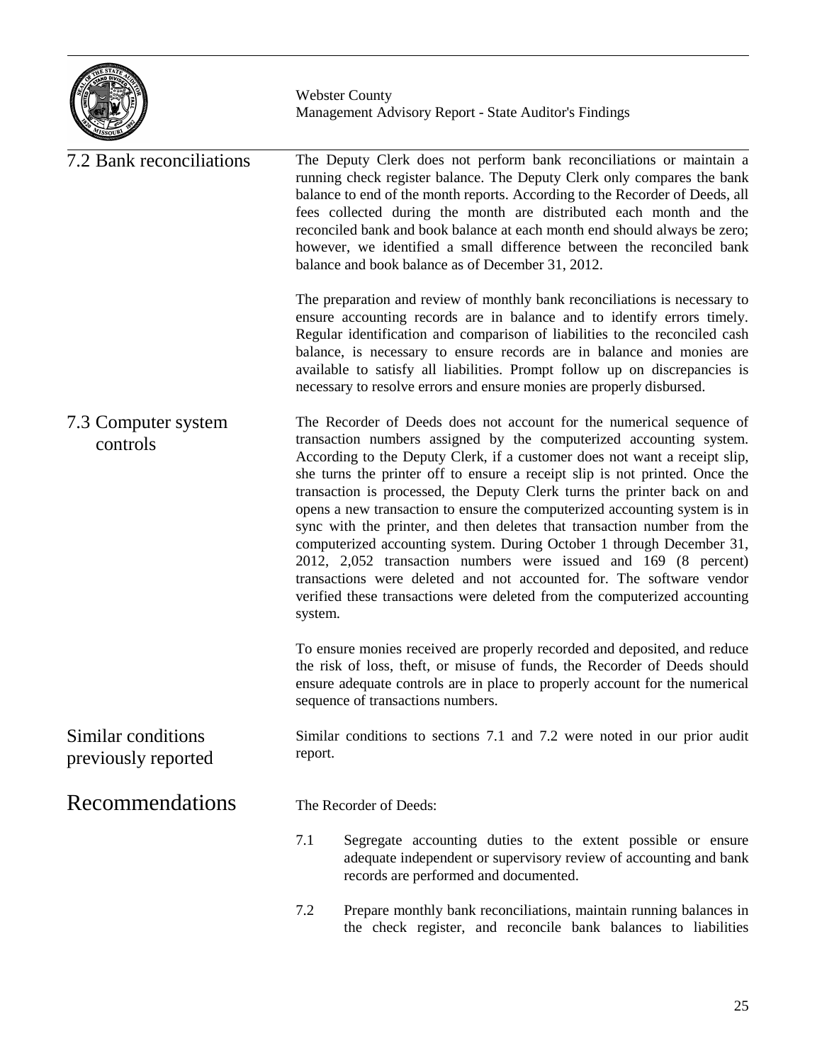## 7.2 Bank reconciliations

The Deputy Clerk does not perform bank reconciliations or maintain a running check register balance. The Deputy Clerk only compares the bank balance to end of the month reports. According to the Recorder of Deeds, all fees collected during the month are distributed each month and the reconciled bank and book balance at each month end should always be zero; however, we identified a small difference between the reconciled bank balance and book balance as of December 31, 2012.

The preparation and review of monthly bank reconciliations is necessary to ensure accounting records are in balance and to identify errors timely. Regular identification and comparison of liabilities to the reconciled cash balance, is necessary to ensure records are in balance and monies are available to satisfy all liabilities. Prompt follow up on discrepancies is necessary to resolve errors and ensure monies are properly disbursed.

## 7.3 Computer system controls

The Recorder of Deeds does not account for the numerical sequence of transaction numbers assigned by the computerized accounting system. According to the Deputy Clerk, if a customer does not want a receipt slip, she turns the printer off to ensure a receipt slip is not printed. Once the transaction is processed, the Deputy Clerk turns the printer back on and opens a new transaction to ensure the computerized accounting system is in sync with the printer, and then deletes that transaction number from the computerized accounting system. During October 1 through December 31, 2012, 2,052 transaction numbers were issued and 169 (8 percent) transactions were deleted and not accounted for. The software vendor verified these transactions were deleted from the computerized accounting system.

To ensure monies received are properly recorded and deposited, and reduce the risk of loss, theft, or misuse of funds, the Recorder of Deeds should ensure adequate controls are in place to properly account for the numerical sequence of transactions numbers.

## Similar conditions previously reported

Similar conditions to sections 7.1 and 7.2 were noted in our prior audit report.

# Recommendations

The Recorder of Deeds:

7.1 Segregate accounting duties to the extent possible or ensure adequate independent or supervisory review of accounting and bank records are performed and documented.

7.2 Prepare monthly bank reconciliations, maintain running balances in the check register, and reconcile bank balances to liabilities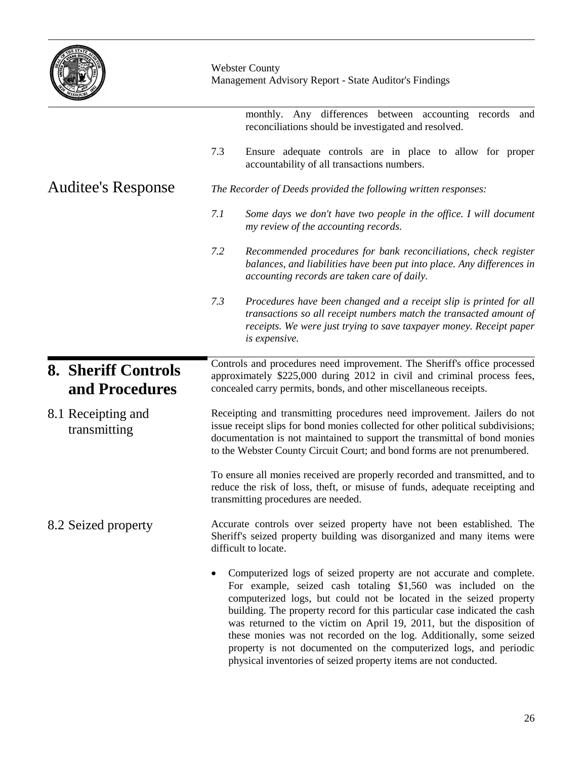monthly. Any differences between accounting records and reconciliations should be investigated and resolved.

7.3 Ensure adequate controls are in place to allow for proper accountability of all transactions numbers.

## Auditee's Response

*The Recorder of Deeds provided the following written responses:*

*7.1 Some days we don't have two people in the office. I will document my review of the accounting records.*

*7.2 Recommended procedures for bank reconciliations, check register balances, and liabilities have been put into place. Any differences in accounting records are taken care of daily.*

*7.3 Procedures have been changed and a receipt slip is printed for all transactions so all receipt numbers match the transacted amount of receipts. We were just trying to save taxpayer money. Receipt paper is expensive.*

# 8. Sheriff Controls and Procedures

Controls and procedures need improvement. The Sheriff's office processed approximately $225,000 during 2012 in civil and criminal process fees, concealed carry permits, bonds, and other miscellaneous receipts.

## 8.1 Receipting and transmitting

Receipting and transmitting procedures need improvement. Jailers do not issue receipt slips for bond monies collected for other political subdivisions; documentation is not maintained to support the transmittal of bond monies to the Webster County Circuit Court; and bond forms are not prenumbered.

To ensure all monies received are properly recorded and transmitted, and to reduce the risk of loss, theft, or misuse of funds, adequate receipting and transmitting procedures are needed.

## 8.2 Seized property

Accurate controls over seized property have not been established. The Sheriff's seized property building was disorganized and many items were difficult to locate.

- Computerized logs of seized property are not accurate and complete. For example, seized cash totaling $1,560 was included on the computerized logs, but could not be located in the seized property building. The property record for this particular case indicated the cash was returned to the victim on April 19, 2011, but the disposition of these monies was not recorded on the log. Additionally, some seized property is not documented on the computerized logs, and periodic physical inventories of seized property items are not conducted.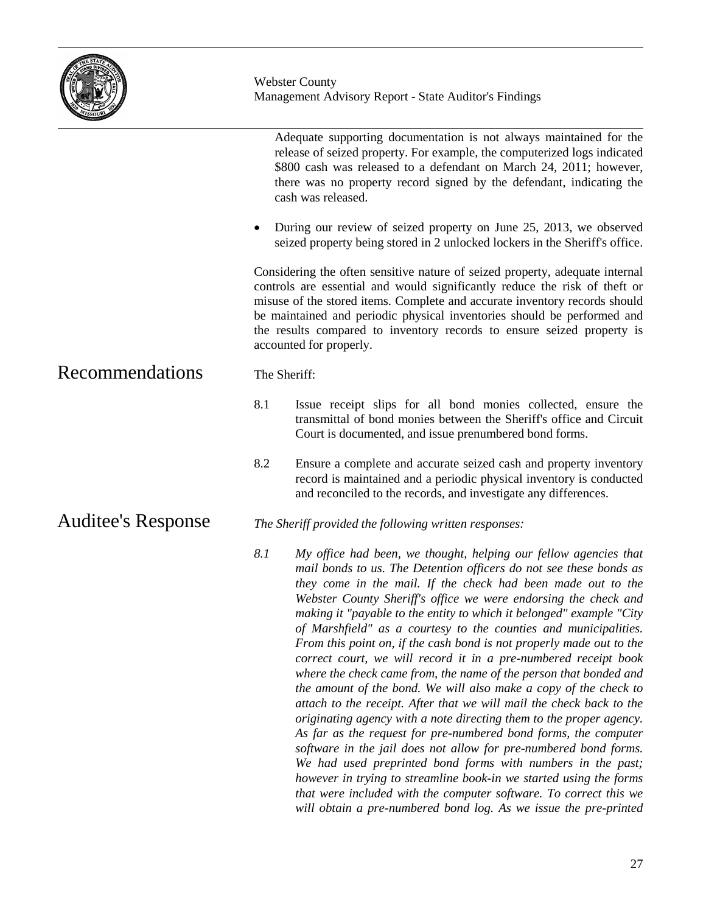Adequate supporting documentation is not always maintained for the release of seized property. For example, the computerized logs indicated $800 cash was released to a defendant on March 24, 2011; however, there was no property record signed by the defendant, indicating the cash was released.

- During our review of seized property on June 25, 2013, we observed seized property being stored in 2 unlocked lockers in the Sheriff's office.

Considering the often sensitive nature of seized property, adequate internal controls are essential and would significantly reduce the risk of theft or misuse of the stored items. Complete and accurate inventory records should be maintained and periodic physical inventories should be performed and the results compared to inventory records to ensure seized property is accounted for properly.

## Recommendations

The Sheriff:

8.1 Issue receipt slips for all bond monies collected, ensure the transmittal of bond monies between the Sheriff's office and Circuit Court is documented, and issue prenumbered bond forms.

8.2 Ensure a complete and accurate seized cash and property inventory record is maintained and a periodic physical inventory is conducted and reconciled to the records, and investigate any differences.

## Auditee's Response

*The Sheriff provided the following written responses:*

*8.1 My office had been, we thought, helping our fellow agencies that mail bonds to us. The Detention officers do not see these bonds as they come in the mail. If the check had been made out to the Webster County Sheriff's office we were endorsing the check and making it "payable to the entity to which it belonged" example "City of Marshfield" as a courtesy to the counties and municipalities. From this point on, if the cash bond is not properly made out to the correct court, we will record it in a pre-numbered receipt book where the check came from, the name of the person that bonded and the amount of the bond. We will also make a copy of the check to attach to the receipt. After that we will mail the check back to the originating agency with a note directing them to the proper agency. As far as the request for pre-numbered bond forms, the computer software in the jail does not allow for pre-numbered bond forms. We had used preprinted bond forms with numbers in the past; however in trying to streamline book-in we started using the forms that were included with the computer software. To correct this we will obtain a pre-numbered bond log. As we issue the pre-printed*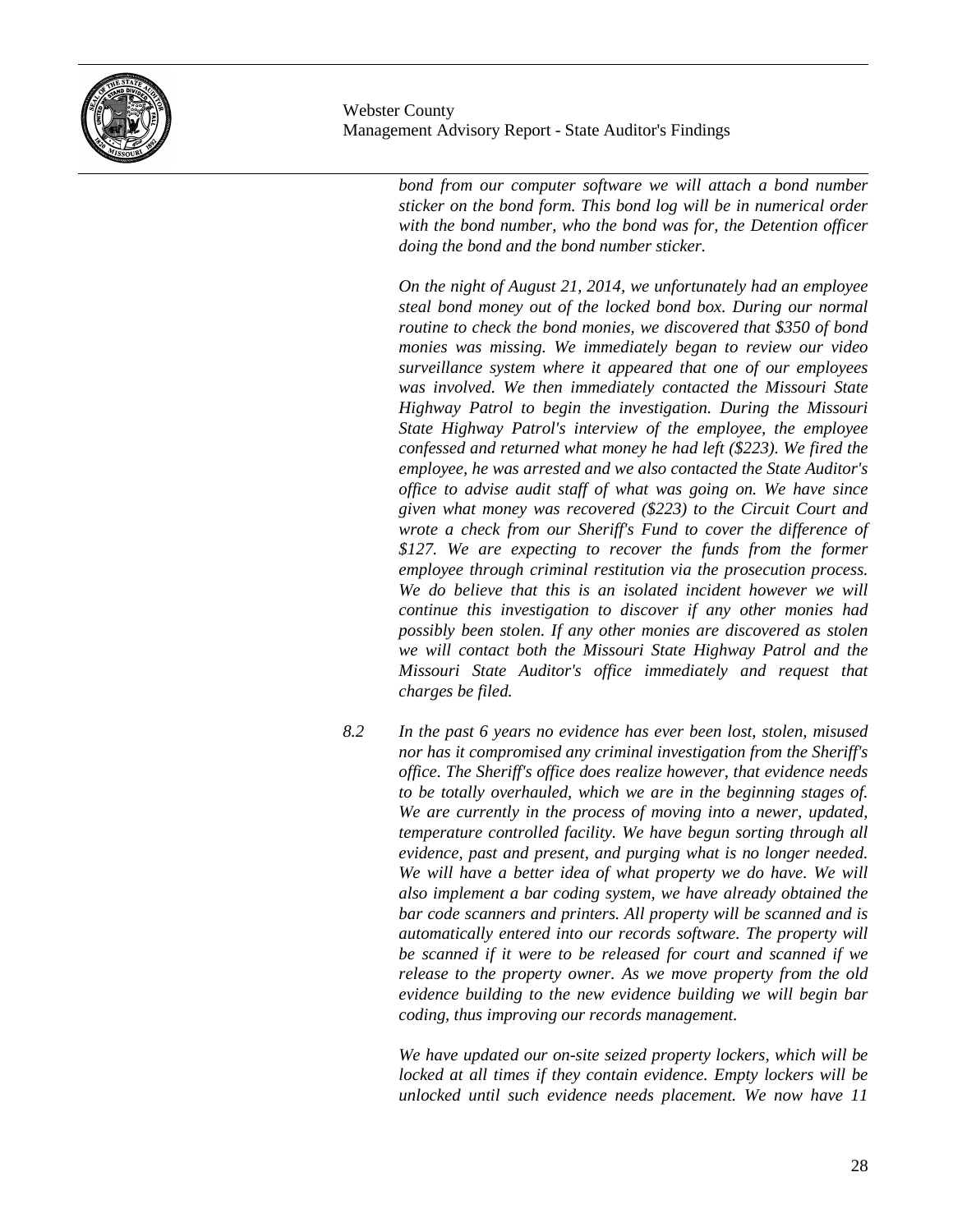*bond from our computer software we will attach a bond number sticker on the bond form. This bond log will be in numerical order with the bond number, who the bond was for, the Detention officer doing the bond and the bond number sticker.*

*On the night of August 21, 2014, we unfortunately had an employee steal bond money out of the locked bond box. During our normal routine to check the bond monies, we discovered that $350 of bond monies was missing. We immediately began to review our video surveillance system where it appeared that one of our employees was involved. We then immediately contacted the Missouri State Highway Patrol to begin the investigation. During the Missouri State Highway Patrol's interview of the employee, the employee confessed and returned what money he had left ($223). We fired the employee, he was arrested and we also contacted the State Auditor's office to advise audit staff of what was going on. We have since given what money was recovered ($223) to the Circuit Court and wrote a check from our Sheriff's Fund to cover the difference of $127. We are expecting to recover the funds from the former employee through criminal restitution via the prosecution process. We do believe that this is an isolated incident however we will continue this investigation to discover if any other monies had possibly been stolen. If any other monies are discovered as stolen we will contact both the Missouri State Highway Patrol and the Missouri State Auditor's office immediately and request that charges be filed.*

8.2 *In the past 6 years no evidence has ever been lost, stolen, misused nor has it compromised any criminal investigation from the Sheriff's office. The Sheriff's office does realize however, that evidence needs to be totally overhauled, which we are in the beginning stages of. We are currently in the process of moving into a newer, updated, temperature controlled facility. We have begun sorting through all evidence, past and present, and purging what is no longer needed. We will have a better idea of what property we do have. We will also implement a bar coding system, we have already obtained the bar code scanners and printers. All property will be scanned and is automatically entered into our records software. The property will be scanned if it were to be released for court and scanned if we release to the property owner. As we move property from the old evidence building to the new evidence building we will begin bar coding, thus improving our records management.*

*We have updated our on-site seized property lockers, which will be locked at all times if they contain evidence. Empty lockers will be unlocked until such evidence needs placement. We now have 11*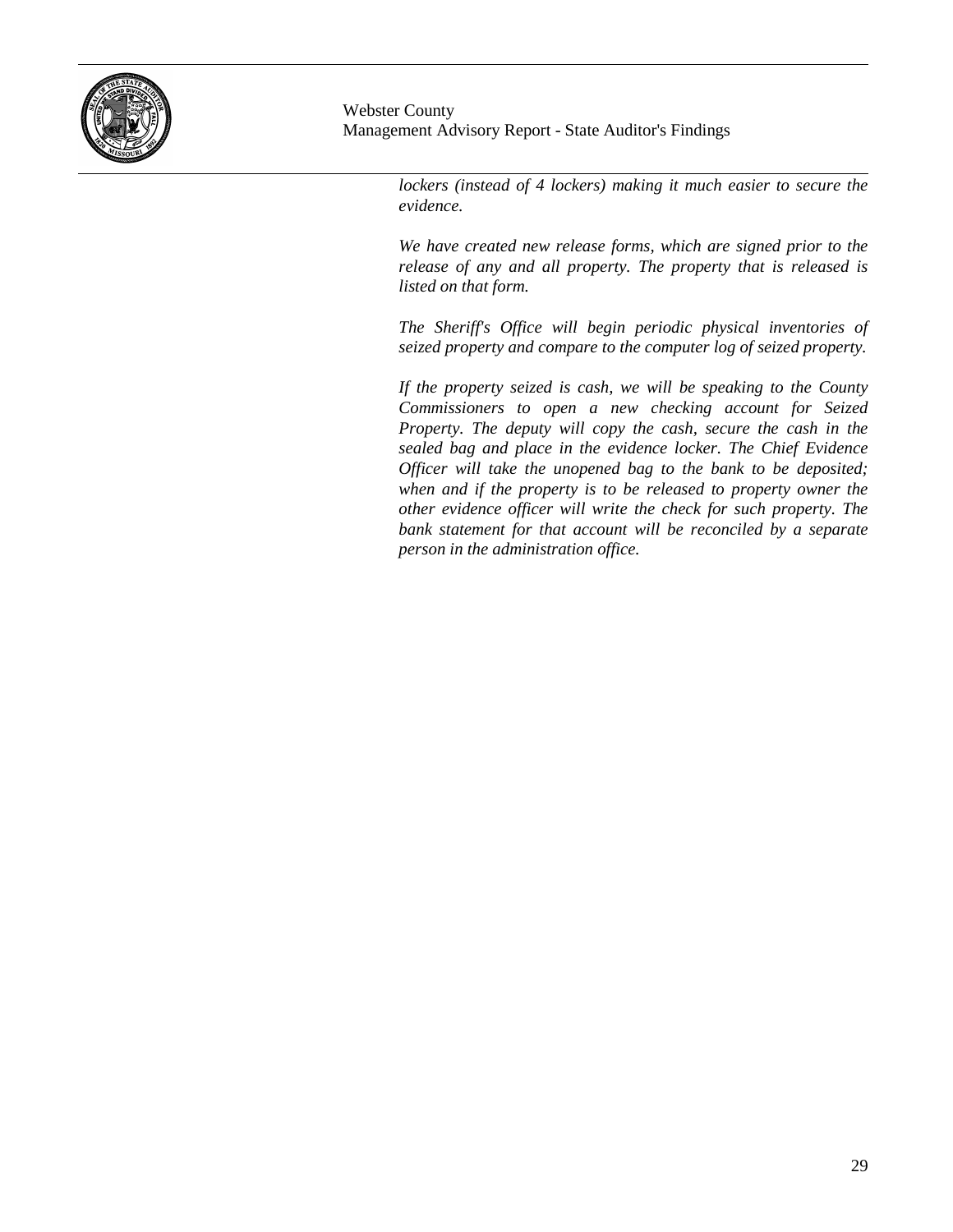*lockers (instead of 4 lockers) making it much easier to secure the evidence.*

*We have created new release forms, which are signed prior to the release of any and all property. The property that is released is listed on that form.*

*The Sheriff's Office will begin periodic physical inventories of seized property and compare to the computer log of seized property.*

*If the property seized is cash, we will be speaking to the County Commissioners to open a new checking account for Seized Property. The deputy will copy the cash, secure the cash in the sealed bag and place in the evidence locker. The Chief Evidence Officer will take the unopened bag to the bank to be deposited; when and if the property is to be released to property owner the other evidence officer will write the check for such property. The bank statement for that account will be reconciled by a separate person in the administration office.*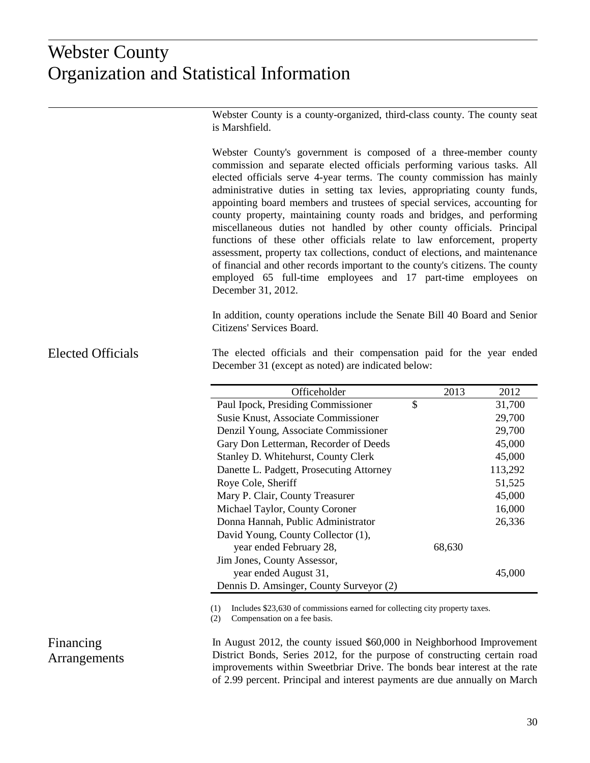# Webster County
# Organization and Statistical Information

Webster County is a county-organized, third-class county. The county seat is Marshfield.

Webster County's government is composed of a three-member county commission and separate elected officials performing various tasks. All elected officials serve 4-year terms. The county commission has mainly administrative duties in setting tax levies, appropriating county funds, appointing board members and trustees of special services, accounting for county property, maintaining county roads and bridges, and performing miscellaneous duties not handled by other county officials. Principal functions of these other officials relate to law enforcement, property assessment, property tax collections, conduct of elections, and maintenance of financial and other records important to the county's citizens. The county employed 65 full-time employees and 17 part-time employees on December 31, 2012.

In addition, county operations include the Senate Bill 40 Board and Senior Citizens' Services Board.

## Elected Officials

The elected officials and their compensation paid for the year ended December 31 (except as noted) are indicated below:

| Officeholder | 2013 | 2012 |
|---|---|---|
| Paul Ipock, Presiding Commissioner | $ | 31,700 |
| Susie Knust, Associate Commissioner | | 29,700 |
| Denzil Young, Associate Commissioner | | 29,700 |
| Gary Don Letterman, Recorder of Deeds | | 45,000 |
| Stanley D. Whitehurst, County Clerk | | 45,000 |
| Danette L. Padgett, Prosecuting Attorney | | 113,292 |
| Roye Cole, Sheriff | | 51,525 |
| Mary P. Clair, County Treasurer | | 45,000 |
| Michael Taylor, County Coroner | | 16,000 |
| Donna Hannah, Public Administrator | | 26,336 |
| David Young, County Collector (1), year ended February 28, | 68,630 | |
| Jim Jones, County Assessor, year ended August 31, | | 45,000 |
| Dennis D. Amsinger, County Surveyor (2) | | |

(1) Includes $23,630 of commissions earned for collecting city property taxes.
(2) Compensation on a fee basis.

## Financing Arrangements

In August 2012, the county issued $60,000 in Neighborhood Improvement District Bonds, Series 2012, for the purpose of constructing certain road improvements within Sweetbriar Drive. The bonds bear interest at the rate of 2.99 percent. Principal and interest payments are due annually on March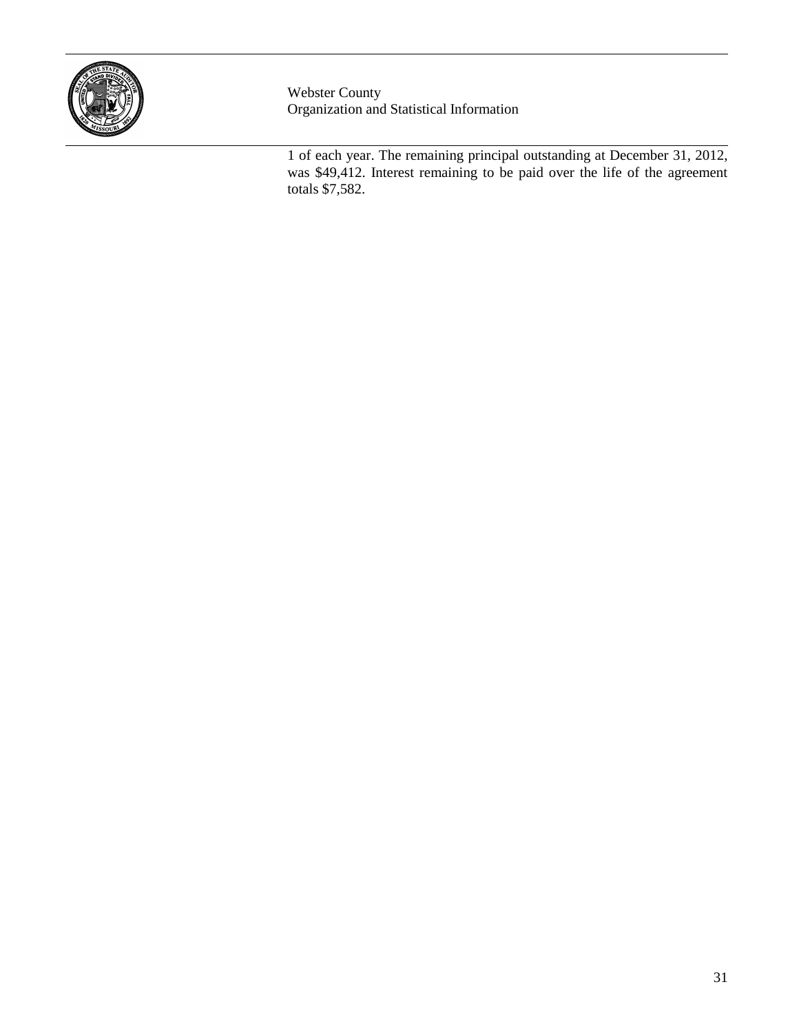1 of each year. The remaining principal outstanding at December 31, 2012, was $49,412. Interest remaining to be paid over the life of the agreement totals $7,582.